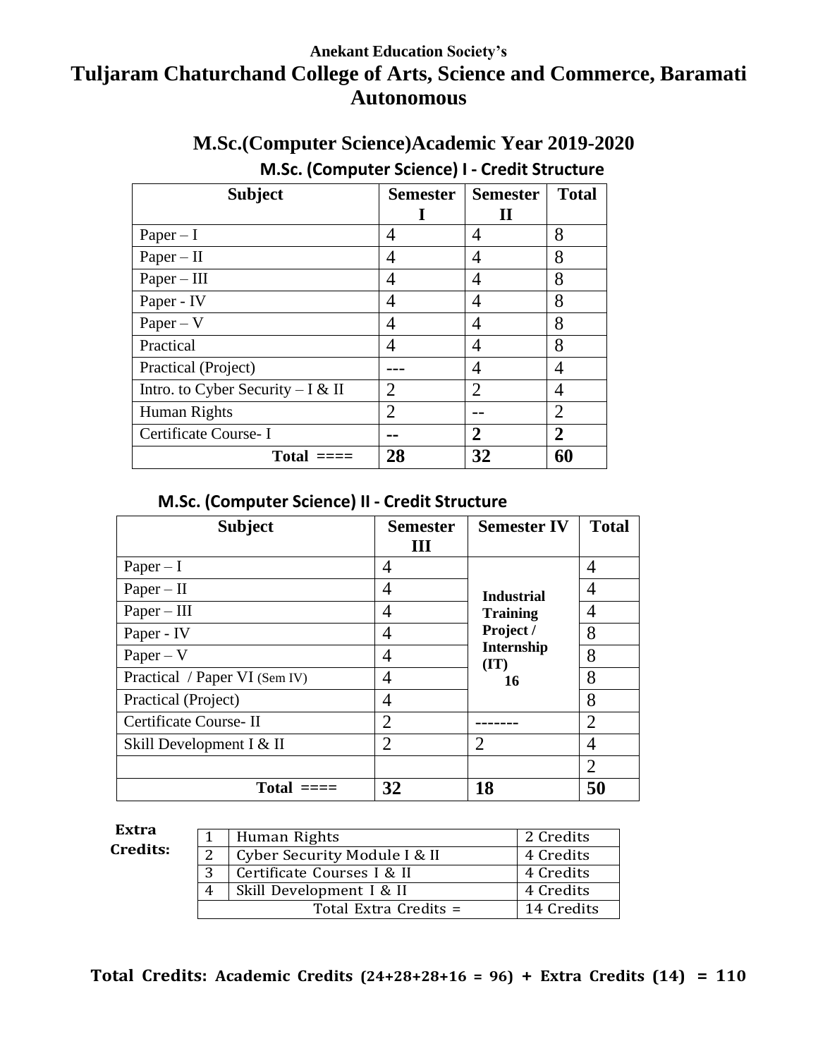**Anekant Education Society's**

# Tuljaram Chaturchand College of Arts, Science and Commerce, Baramati Autonomous

## M.Sc.(Computer Science)Academic Year 2019-2020

### M.Sc. (Computer Science) I - Credit Structure

| Subject | Semester I | Semester II | Total |
|---|---|---|---|
| Paper – I | 4 | 4 | 8 |
| Paper – II | 4 | 4 | 8 |
| Paper – III | 4 | 4 | 8 |
| Paper - IV | 4 | 4 | 8 |
| Paper – V | 4 | 4 | 8 |
| Practical | 4 | 4 | 8 |
| Practical (Project) | --- | 4 | 4 |
| Intro. to Cyber Security – I & II | 2 | 2 | 4 |
| Human Rights | 2 | -- | 2 |
| Certificate Course- I | -- | **2** | **2** |
| **Total ====** | **28** | **32** | **60** |

### M.Sc. (Computer Science) II - Credit Structure

| Subject | Semester III | Semester IV | Total |
|---|---|---|---|
| Paper – I | 4 | **Industrial Training Project / Internship (IT) 16** | 4 |
| Paper – II | 4 | | 4 |
| Paper – III | 4 | | 4 |
| Paper - IV | 4 | | 8 |
| Paper – V | 4 | | 8 |
| Practical / Paper VI (Sem IV) | 4 | | 8 |
| Practical (Project) | 4 | | 8 |
| Certificate Course- II | 2 | ------- | 2 |
| Skill Development I & II | 2 | 2 | 4 |
| | | | 2 |
| **Total ====** | **32** | **18** | **50** |

**Extra Credits:**

| | | |
|---|---|---|
| 1 | Human Rights | 2 Credits |
| 2 | Cyber Security Module I & II | 4 Credits |
| 3 | Certificate Courses I & II | 4 Credits |
| 4 | Skill Development I & II | 4 Credits |
| | Total Extra Credits = | 14 Credits |

**Total Credits: Academic Credits (24+28+28+16 = 96) + Extra Credits (14) = 110**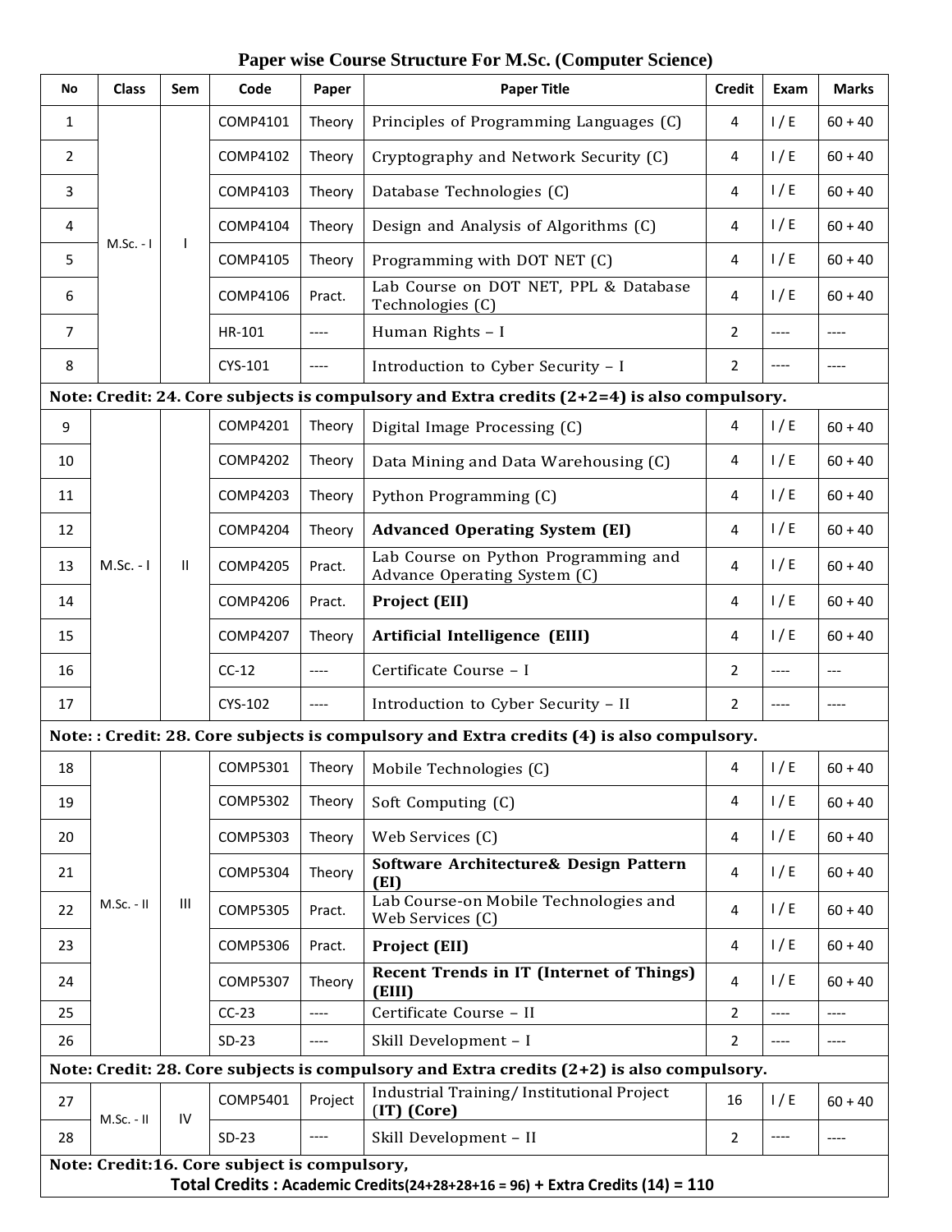# Paper wise Course Structure For M.Sc. (Computer Science)

| No | Class | Sem | Code | Paper | Paper Title | Credit | Exam | Marks |
|---|---|---|---|---|---|---|---|---|
| 1 | M.Sc. - I | I | COMP4101 | Theory | Principles of Programming Languages (C) | 4 | I / E | 60 + 40 |
| 2 | | | COMP4102 | Theory | Cryptography and Network Security (C) | 4 | I / E | 60 + 40 |
| 3 | | | COMP4103 | Theory | Database Technologies (C) | 4 | I / E | 60 + 40 |
| 4 | | | COMP4104 | Theory | Design and Analysis of Algorithms (C) | 4 | I / E | 60 + 40 |
| 5 | | | COMP4105 | Theory | Programming with DOT NET (C) | 4 | I / E | 60 + 40 |
| 6 | | | COMP4106 | Pract. | Lab Course on DOT NET, PPL & Database Technologies (C) | 4 | I / E | 60 + 40 |
| 7 | | | HR-101 | ---- | Human Rights – I | 2 | ---- | ---- |
| 8 | | | CYS-101 | ---- | Introduction to Cyber Security – I | 2 | ---- | ---- |
| **Note: Credit: 24. Core subjects is compulsory and Extra credits (2+2=4) is also compulsory.** | | | | | | | | |
| 9 | M.Sc. - I | II | COMP4201 | Theory | Digital Image Processing (C) | 4 | I / E | 60 + 40 |
| 10 | | | COMP4202 | Theory | Data Mining and Data Warehousing (C) | 4 | I / E | 60 + 40 |
| 11 | | | COMP4203 | Theory | Python Programming (C) | 4 | I / E | 60 + 40 |
| 12 | | | COMP4204 | Theory | **Advanced Operating System (EI)** | 4 | I / E | 60 + 40 |
| 13 | | | COMP4205 | Pract. | Lab Course on Python Programming and Advance Operating System (C) | 4 | I / E | 60 + 40 |
| 14 | | | COMP4206 | Pract. | **Project (EII)** | 4 | I / E | 60 + 40 |
| 15 | | | COMP4207 | Theory | **Artificial Intelligence (EIII)** | 4 | I / E | 60 + 40 |
| 16 | | | CC-12 | ---- | Certificate Course – I | 2 | ---- | --- |
| 17 | | | CYS-102 | ---- | Introduction to Cyber Security – II | 2 | ---- | ---- |
| **Note: : Credit: 28. Core subjects is compulsory and Extra credits (4) is also compulsory.** | | | | | | | | |
| 18 | M.Sc. - II | III | COMP5301 | Theory | Mobile Technologies (C) | 4 | I / E | 60 + 40 |
| 19 | | | COMP5302 | Theory | Soft Computing (C) | 4 | I / E | 60 + 40 |
| 20 | | | COMP5303 | Theory | Web Services (C) | 4 | I / E | 60 + 40 |
| 21 | | | COMP5304 | Theory | **Software Architecture& Design Pattern (EI)** | 4 | I / E | 60 + 40 |
| 22 | | | COMP5305 | Pract. | Lab Course-on Mobile Technologies and Web Services (C) | 4 | I / E | 60 + 40 |
| 23 | | | COMP5306 | Pract. | **Project (EII)** | 4 | I / E | 60 + 40 |
| 24 | | | COMP5307 | Theory | **Recent Trends in IT (Internet of Things) (EIII)** | 4 | I / E | 60 + 40 |
| 25 | | | CC-23 | ---- | Certificate Course – II | 2 | ---- | ---- |
| 26 | | | SD-23 | ---- | Skill Development – I | 2 | ---- | ---- |
| **Note: Credit: 28. Core subjects is compulsory and Extra credits (2+2) is also compulsory.** | | | | | | | | |
| 27 | M.Sc. - II | IV | COMP5401 | Project | Industrial Training/ Institutional Project (**IT) (Core)** | 16 | I / E | 60 + 40 |
| 28 | | | SD-23 | ---- | Skill Development – II | 2 | ---- | ---- |
| **Note: Credit:16. Core subject is compulsory,** | | | | | | | | |
| **Total Credits : Academic Credits(24+28+28+16 = 96) + Extra Credits (14) = 110** | | | | | | | | |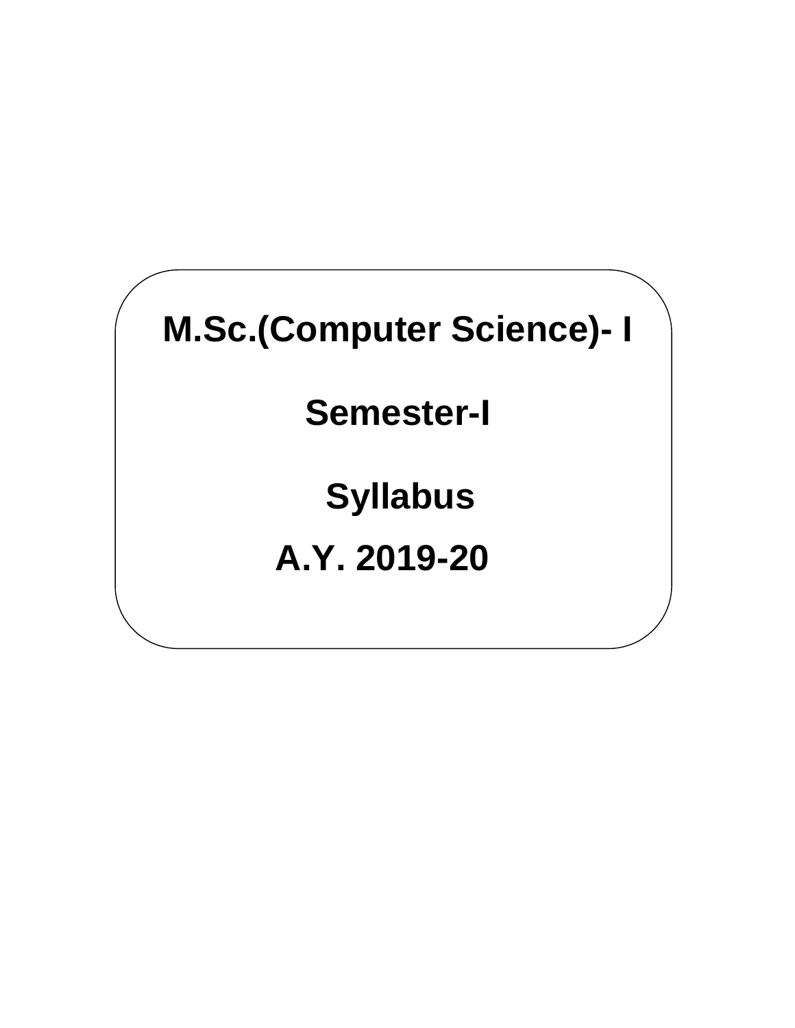# M.Sc.(Computer Science)- I

## Semester-I

## Syllabus

## A.Y. 2019-20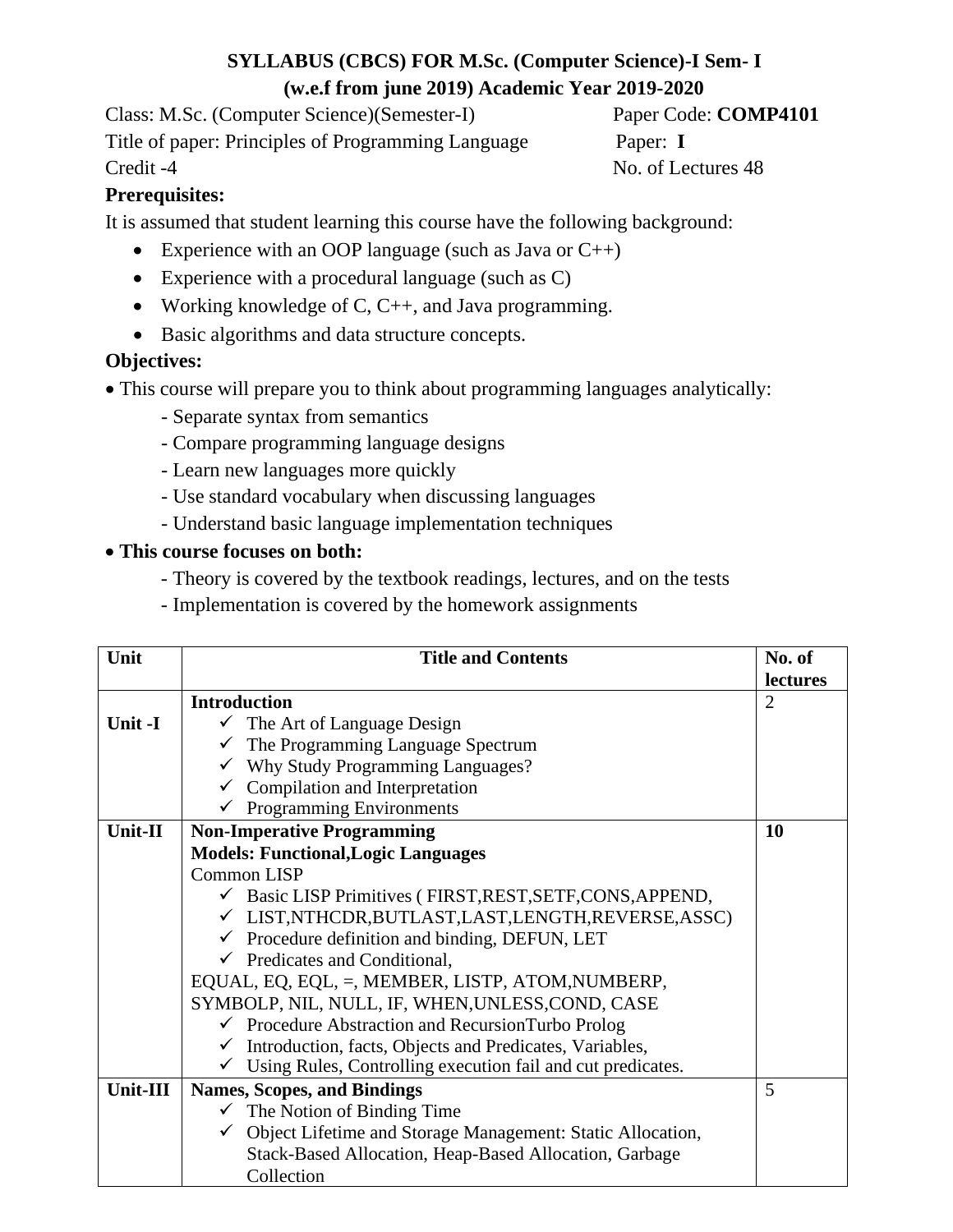**SYLLABUS (CBCS) FOR M.Sc. (Computer Science)-I Sem- I**
**(w.e.f from june 2019) Academic Year 2019-2020**

Class: M.Sc. (Computer Science)(Semester-I) Paper Code: **COMP4101**
Title of paper: Principles of Programming Language Paper: **I**
Credit -4 No. of Lectures 48

**Prerequisites:**

It is assumed that student learning this course have the following background:

- Experience with an OOP language (such as Java or C++)
- Experience with a procedural language (such as C)
- Working knowledge of C, C++, and Java programming.
- Basic algorithms and data structure concepts.

**Objectives:**

- This course will prepare you to think about programming languages analytically:
  - Separate syntax from semantics
  - Compare programming language designs
  - Learn new languages more quickly
  - Use standard vocabulary when discussing languages
  - Understand basic language implementation techniques
- **This course focuses on both:**
  - Theory is covered by the textbook readings, lectures, and on the tests
  - Implementation is covered by the homework assignments

| Unit | Title and Contents | No. of lectures |
|---|---|---|
| Unit -I | **Introduction**<br>✓ The Art of Language Design<br>✓ The Programming Language Spectrum<br>✓ Why Study Programming Languages?<br>✓ Compilation and Interpretation<br>✓ Programming Environments | 2 |
| Unit-II | **Non-Imperative Programming**<br>**Models: Functional,Logic Languages**<br>Common LISP<br>✓ Basic LISP Primitives ( FIRST,REST,SETF,CONS,APPEND,<br>✓ LIST,NTHCDR,BUTLAST,LAST,LENGTH,REVERSE,ASSC)<br>✓ Procedure definition and binding, DEFUN, LET<br>✓ Predicates and Conditional,<br>EQUAL, EQ, EQL, =, MEMBER, LISTP, ATOM,NUMBERP, SYMBOLP, NIL, NULL, IF, WHEN,UNLESS,COND, CASE<br>✓ Procedure Abstraction and RecursionTurbo Prolog<br>✓ Introduction, facts, Objects and Predicates, Variables,<br>✓ Using Rules, Controlling execution fail and cut predicates. | **10** |
| Unit-III | **Names, Scopes, and Bindings**<br>✓ The Notion of Binding Time<br>✓ Object Lifetime and Storage Management: Static Allocation, Stack-Based Allocation, Heap-Based Allocation, Garbage Collection | 5 |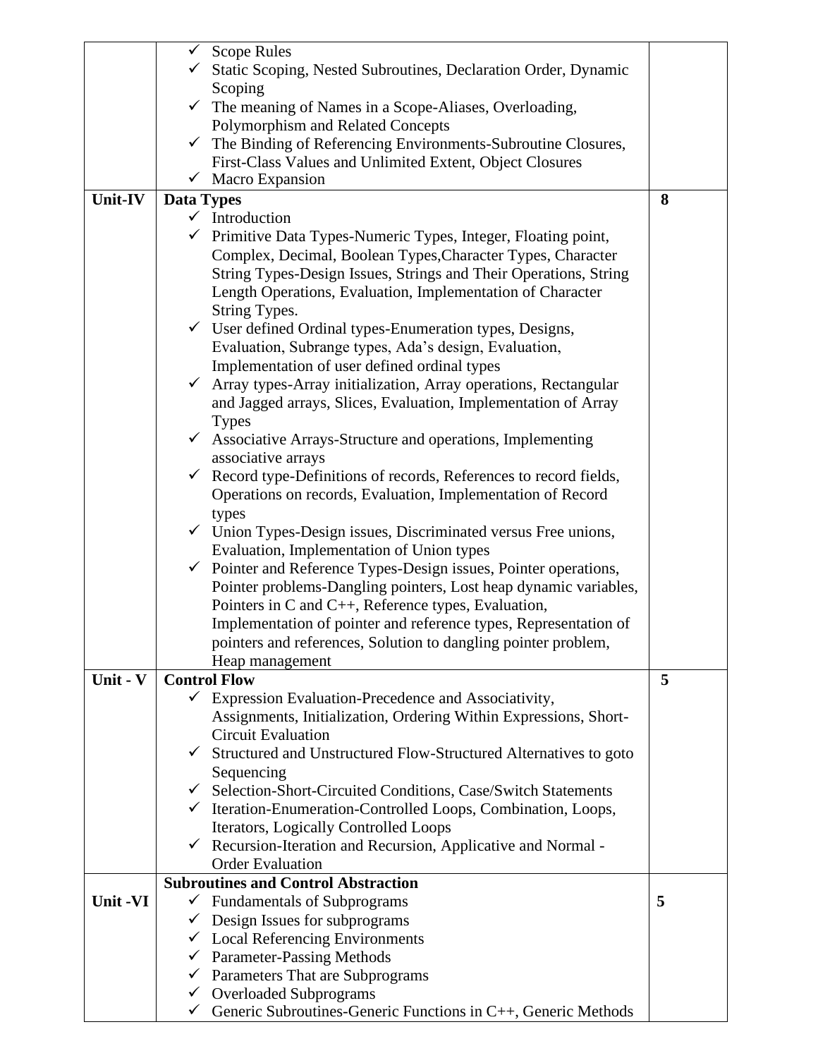|  |  |  |
|---|---|---|
|  | ✓ Scope Rules<br>✓ Static Scoping, Nested Subroutines, Declaration Order, Dynamic Scoping<br>✓ The meaning of Names in a Scope-Aliases, Overloading, Polymorphism and Related Concepts<br>✓ The Binding of Referencing Environments-Subroutine Closures, First-Class Values and Unlimited Extent, Object Closures<br>✓ Macro Expansion |  |
| **Unit-IV** | **Data Types**<br>✓ Introduction<br>✓ Primitive Data Types-Numeric Types, Integer, Floating point, Complex, Decimal, Boolean Types,Character Types, Character String Types-Design Issues, Strings and Their Operations, String Length Operations, Evaluation, Implementation of Character String Types.<br>✓ User defined Ordinal types-Enumeration types, Designs, Evaluation, Subrange types, Ada's design, Evaluation, Implementation of user defined ordinal types<br>✓ Array types-Array initialization, Array operations, Rectangular and Jagged arrays, Slices, Evaluation, Implementation of Array Types<br>✓ Associative Arrays-Structure and operations, Implementing associative arrays<br>✓ Record type-Definitions of records, References to record fields, Operations on records, Evaluation, Implementation of Record types<br>✓ Union Types-Design issues, Discriminated versus Free unions, Evaluation, Implementation of Union types<br>✓ Pointer and Reference Types-Design issues, Pointer operations, Pointer problems-Dangling pointers, Lost heap dynamic variables, Pointers in C and C++, Reference types, Evaluation, Implementation of pointer and reference types, Representation of pointers and references, Solution to dangling pointer problem, Heap management | **8** |
| **Unit - V** | **Control Flow**<br>✓ Expression Evaluation-Precedence and Associativity, Assignments, Initialization, Ordering Within Expressions, Short-Circuit Evaluation<br>✓ Structured and Unstructured Flow-Structured Alternatives to goto Sequencing<br>✓ Selection-Short-Circuited Conditions, Case/Switch Statements<br>✓ Iteration-Enumeration-Controlled Loops, Combination, Loops, Iterators, Logically Controlled Loops<br>✓ Recursion-Iteration and Recursion, Applicative and Normal - Order Evaluation | **5** |
| **Unit -VI** | **Subroutines and Control Abstraction**<br>✓ Fundamentals of Subprograms<br>✓ Design Issues for subprograms<br>✓ Local Referencing Environments<br>✓ Parameter-Passing Methods<br>✓ Parameters That are Subprograms<br>✓ Overloaded Subprograms<br>✓ Generic Subroutines-Generic Functions in C++, Generic Methods | **5** |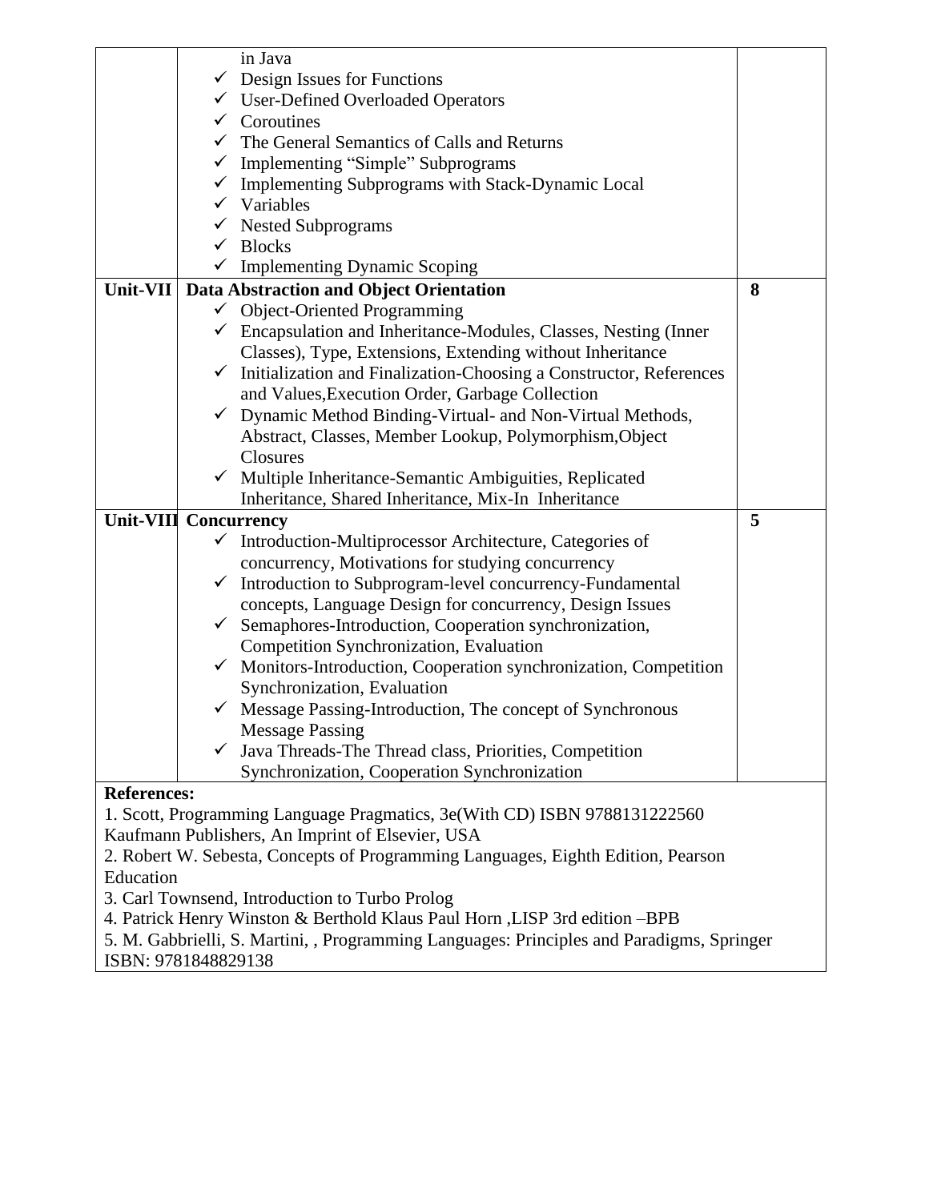| | | |
|---|---|---|
| | in Java<br>✓ Design Issues for Functions<br>✓ User-Defined Overloaded Operators<br>✓ Coroutines<br>✓ The General Semantics of Calls and Returns<br>✓ Implementing "Simple" Subprograms<br>✓ Implementing Subprograms with Stack-Dynamic Local<br>✓ Variables<br>✓ Nested Subprograms<br>✓ Blocks<br>✓ Implementing Dynamic Scoping | |
| **Unit-VII** | **Data Abstraction and Object Orientation**<br>✓ Object-Oriented Programming<br>✓ Encapsulation and Inheritance-Modules, Classes, Nesting (Inner Classes), Type, Extensions, Extending without Inheritance<br>✓ Initialization and Finalization-Choosing a Constructor, References and Values,Execution Order, Garbage Collection<br>✓ Dynamic Method Binding-Virtual- and Non-Virtual Methods, Abstract, Classes, Member Lookup, Polymorphism,Object Closures<br>✓ Multiple Inheritance-Semantic Ambiguities, Replicated Inheritance, Shared Inheritance, Mix-In Inheritance | **8** |
| **Unit-VIII** | **Concurrency**<br>✓ Introduction-Multiprocessor Architecture, Categories of concurrency, Motivations for studying concurrency<br>✓ Introduction to Subprogram-level concurrency-Fundamental concepts, Language Design for concurrency, Design Issues<br>✓ Semaphores-Introduction, Cooperation synchronization, Competition Synchronization, Evaluation<br>✓ Monitors-Introduction, Cooperation synchronization, Competition Synchronization, Evaluation<br>✓ Message Passing-Introduction, The concept of Synchronous Message Passing<br>✓ Java Threads-The Thread class, Priorities, Competition Synchronization, Cooperation Synchronization | **5** |

**References:**

1. Scott, Programming Language Pragmatics, 3e(With CD) ISBN 9788131222560 Kaufmann Publishers, An Imprint of Elsevier, USA
2. Robert W. Sebesta, Concepts of Programming Languages, Eighth Edition, Pearson Education
3. Carl Townsend, Introduction to Turbo Prolog
4. Patrick Henry Winston & Berthold Klaus Paul Horn ,LISP 3rd edition –BPB
5. M. Gabbrielli, S. Martini, , Programming Languages: Principles and Paradigms, Springer ISBN: 9781848829138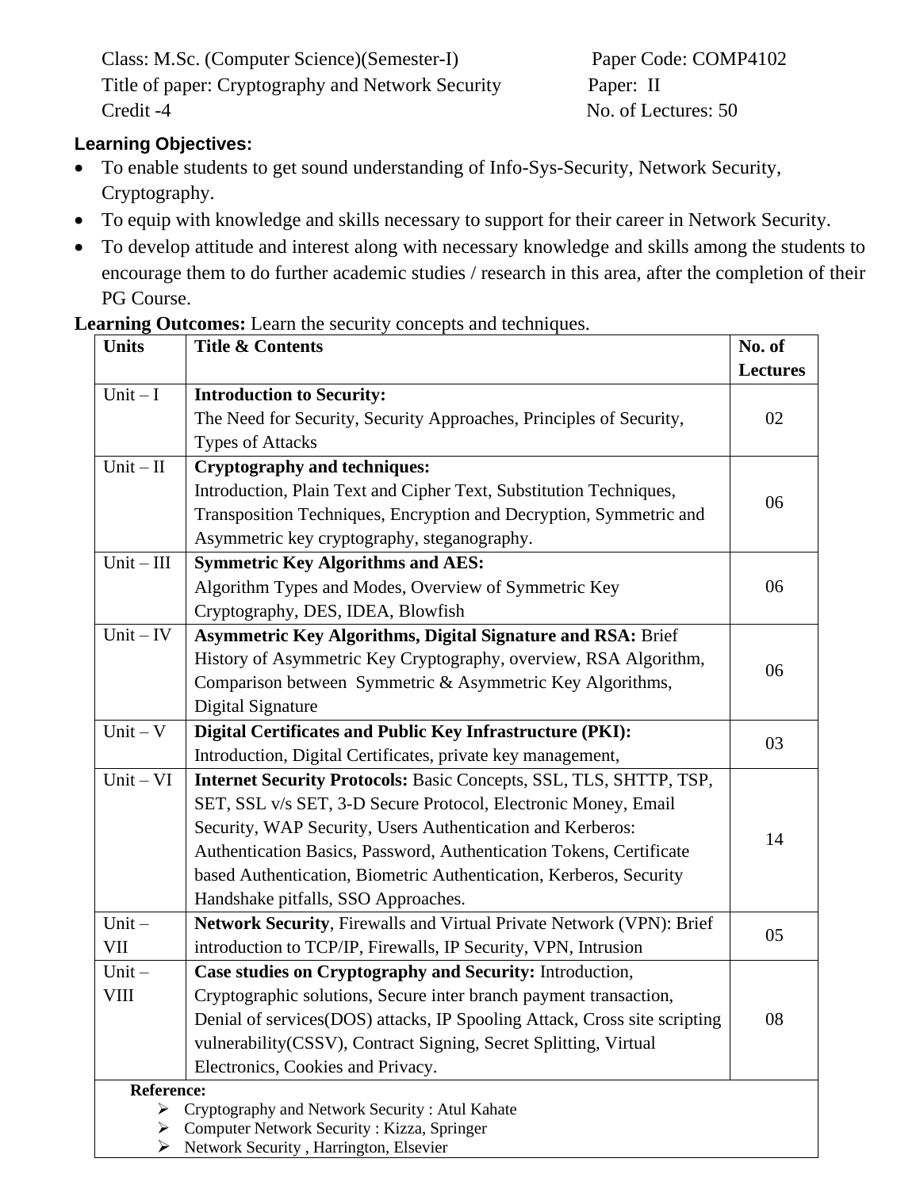Class: M.Sc. (Computer Science)(Semester-I) Paper Code: COMP4102

Title of paper: Cryptography and Network Security Paper: II

Credit -4 No. of Lectures: 50

**Learning Objectives:**

- To enable students to get sound understanding of Info-Sys-Security, Network Security, Cryptography.
- To equip with knowledge and skills necessary to support for their career in Network Security.
- To develop attitude and interest along with necessary knowledge and skills among the students to encourage them to do further academic studies / research in this area, after the completion of their PG Course.

**Learning Outcomes:** Learn the security concepts and techniques.

| Units | Title & Contents | No. of Lectures |
|---|---|---|
| Unit – I | **Introduction to Security:** The Need for Security, Security Approaches, Principles of Security, Types of Attacks | 02 |
| Unit – II | **Cryptography and techniques:** Introduction, Plain Text and Cipher Text, Substitution Techniques, Transposition Techniques, Encryption and Decryption, Symmetric and Asymmetric key cryptography, steganography. | 06 |
| Unit – III | **Symmetric Key Algorithms and AES:** Algorithm Types and Modes, Overview of Symmetric Key Cryptography, DES, IDEA, Blowfish | 06 |
| Unit – IV | **Asymmetric Key Algorithms, Digital Signature and RSA:** Brief History of Asymmetric Key Cryptography, overview, RSA Algorithm, Comparison between Symmetric & Asymmetric Key Algorithms, Digital Signature | 06 |
| Unit – V | **Digital Certificates and Public Key Infrastructure (PKI):** Introduction, Digital Certificates, private key management, | 03 |
| Unit – VI | **Internet Security Protocols:** Basic Concepts, SSL, TLS, SHTTP, TSP, SET, SSL v/s SET, 3-D Secure Protocol, Electronic Money, Email Security, WAP Security, Users Authentication and Kerberos: Authentication Basics, Password, Authentication Tokens, Certificate based Authentication, Biometric Authentication, Kerberos, Security Handshake pitfalls, SSO Approaches. | 14 |
| Unit – VII | **Network Security**, Firewalls and Virtual Private Network (VPN): Brief introduction to TCP/IP, Firewalls, IP Security, VPN, Intrusion | 05 |
| Unit – VIII | **Case studies on Cryptography and Security:** Introduction, Cryptographic solutions, Secure inter branch payment transaction, Denial of services(DOS) attacks, IP Spooling Attack, Cross site scripting vulnerability(CSSV), Contract Signing, Secret Splitting, Virtual Electronics, Cookies and Privacy. | 08 |

**Reference:**

- Cryptography and Network Security : Atul Kahate
- Computer Network Security : Kizza, Springer
- Network Security , Harrington, Elsevier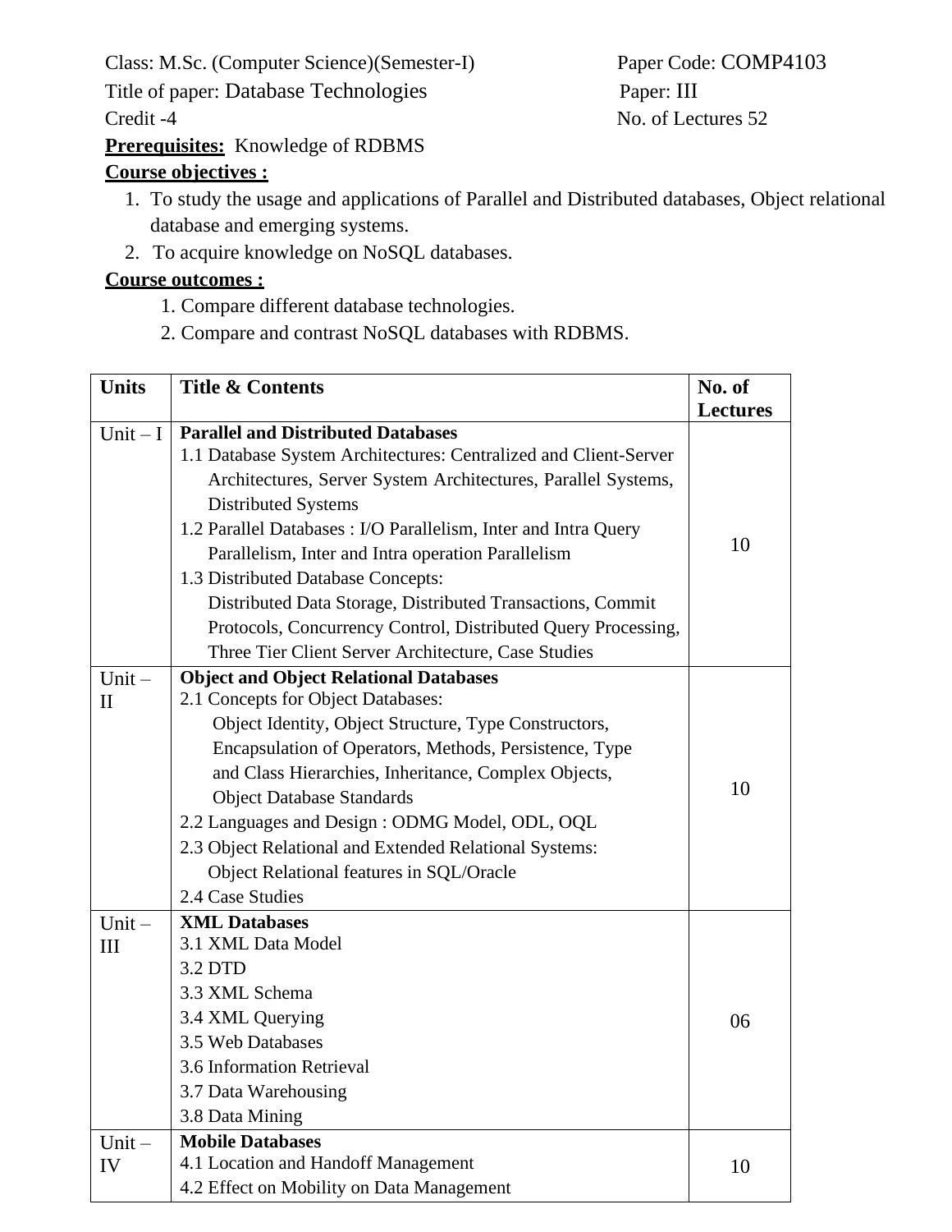Class: M.Sc. (Computer Science)(Semester-I) Paper Code: COMP4103

Title of paper: Database Technologies Paper: III

Credit -4 No. of Lectures 52

**Prerequisites:** Knowledge of RDBMS

**Course objectives :**

1. To study the usage and applications of Parallel and Distributed databases, Object relational database and emerging systems.
2. To acquire knowledge on NoSQL databases.

**Course outcomes :**

1. Compare different database technologies.
2. Compare and contrast NoSQL databases with RDBMS.

| Units | Title & Contents | No. of Lectures |
|---|---|---|
| Unit – I | **Parallel and Distributed Databases**<br>1.1 Database System Architectures: Centralized and Client-Server Architectures, Server System Architectures, Parallel Systems, Distributed Systems<br>1.2 Parallel Databases : I/O Parallelism, Inter and Intra Query Parallelism, Inter and Intra operation Parallelism<br>1.3 Distributed Database Concepts: Distributed Data Storage, Distributed Transactions, Commit Protocols, Concurrency Control, Distributed Query Processing, Three Tier Client Server Architecture, Case Studies | 10 |
| Unit – II | **Object and Object Relational Databases**<br>2.1 Concepts for Object Databases: Object Identity, Object Structure, Type Constructors, Encapsulation of Operators, Methods, Persistence, Type and Class Hierarchies, Inheritance, Complex Objects, Object Database Standards<br>2.2 Languages and Design : ODMG Model, ODL, OQL<br>2.3 Object Relational and Extended Relational Systems: Object Relational features in SQL/Oracle<br>2.4 Case Studies | 10 |
| Unit – III | **XML Databases**<br>3.1 XML Data Model<br>3.2 DTD<br>3.3 XML Schema<br>3.4 XML Querying<br>3.5 Web Databases<br>3.6 Information Retrieval<br>3.7 Data Warehousing<br>3.8 Data Mining | 06 |
| Unit – IV | **Mobile Databases**<br>4.1 Location and Handoff Management<br>4.2 Effect on Mobility on Data Management | 10 |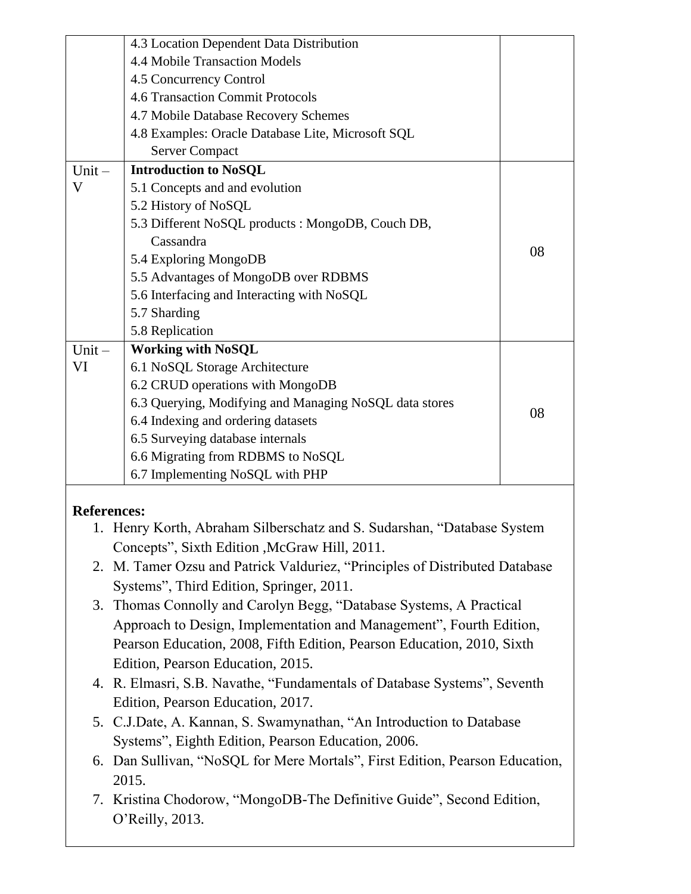| | | |
|---|---|---|
| | 4.3 Location Dependent Data Distribution<br>4.4 Mobile Transaction Models<br>4.5 Concurrency Control<br>4.6 Transaction Commit Protocols<br>4.7 Mobile Database Recovery Schemes<br>4.8 Examples: Oracle Database Lite, Microsoft SQL Server Compact | |
| Unit – V | **Introduction to NoSQL**<br>5.1 Concepts and and evolution<br>5.2 History of NoSQL<br>5.3 Different NoSQL products : MongoDB, Couch DB, Cassandra<br>5.4 Exploring MongoDB<br>5.5 Advantages of MongoDB over RDBMS<br>5.6 Interfacing and Interacting with NoSQL<br>5.7 Sharding<br>5.8 Replication | 08 |
| Unit – VI | **Working with NoSQL**<br>6.1 NoSQL Storage Architecture<br>6.2 CRUD operations with MongoDB<br>6.3 Querying, Modifying and Managing NoSQL data stores<br>6.4 Indexing and ordering datasets<br>6.5 Surveying database internals<br>6.6 Migrating from RDBMS to NoSQL<br>6.7 Implementing NoSQL with PHP | 08 |

**References:**

1. Henry Korth, Abraham Silberschatz and S. Sudarshan, "Database System Concepts", Sixth Edition ,McGraw Hill, 2011.
2. M. Tamer Ozsu and Patrick Valduriez, "Principles of Distributed Database Systems", Third Edition, Springer, 2011.
3. Thomas Connolly and Carolyn Begg, "Database Systems, A Practical Approach to Design, Implementation and Management", Fourth Edition, Pearson Education, 2008, Fifth Edition, Pearson Education, 2010, Sixth Edition, Pearson Education, 2015.
4. R. Elmasri, S.B. Navathe, "Fundamentals of Database Systems", Seventh Edition, Pearson Education, 2017.
5. C.J.Date, A. Kannan, S. Swamynathan, "An Introduction to Database Systems", Eighth Edition, Pearson Education, 2006.
6. Dan Sullivan, "NoSQL for Mere Mortals", First Edition, Pearson Education, 2015.
7. Kristina Chodorow, "MongoDB-The Definitive Guide", Second Edition, O'Reilly, 2013.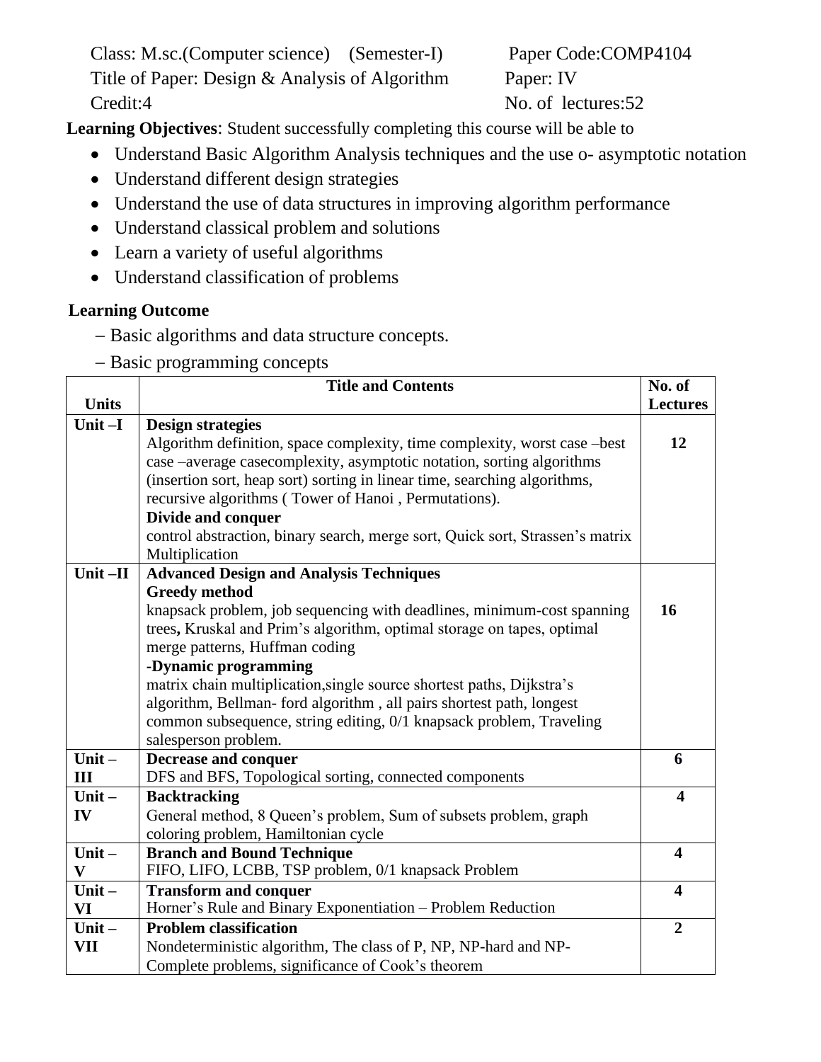Class: M.sc.(Computer science) (Semester-I) Paper Code:COMP4104

Title of Paper: Design & Analysis of Algorithm Paper: IV

Credit:4 No. of lectures:52

**Learning Objectives**: Student successfully completing this course will be able to

- Understand Basic Algorithm Analysis techniques and the use o- asymptotic notation
- Understand different design strategies
- Understand the use of data structures in improving algorithm performance
- Understand classical problem and solutions
- Learn a variety of useful algorithms
- Understand classification of problems

**Learning Outcome**

– Basic algorithms and data structure concepts.

– Basic programming concepts

| Units | Title and Contents | No. of Lectures |
|---|---|---|
| **Unit –I** | **Design strategies**<br>Algorithm definition, space complexity, time complexity, worst case –best case –average casecomplexity, asymptotic notation, sorting algorithms (insertion sort, heap sort) sorting in linear time, searching algorithms, recursive algorithms ( Tower of Hanoi , Permutations).<br>**Divide and conquer**<br>control abstraction, binary search, merge sort, Quick sort, Strassen's matrix Multiplication | **12** |
| **Unit –II** | **Advanced Design and Analysis Techniques**<br>**Greedy method**<br>knapsack problem, job sequencing with deadlines, minimum-cost spanning trees**,** Kruskal and Prim's algorithm, optimal storage on tapes, optimal merge patterns, Huffman coding<br>**-Dynamic programming**<br>matrix chain multiplication,single source shortest paths, Dijkstra's algorithm, Bellman- ford algorithm , all pairs shortest path, longest common subsequence, string editing, 0/1 knapsack problem, Traveling salesperson problem. | **16** |
| **Unit – III** | **Decrease and conquer**<br>DFS and BFS, Topological sorting, connected components | **6** |
| **Unit – IV** | **Backtracking**<br>General method, 8 Queen's problem, Sum of subsets problem, graph coloring problem, Hamiltonian cycle | **4** |
| **Unit – V** | **Branch and Bound Technique**<br>FIFO, LIFO, LCBB, TSP problem, 0/1 knapsack Problem | **4** |
| **Unit – VI** | **Transform and conquer**<br>Horner's Rule and Binary Exponentiation – Problem Reduction | **4** |
| **Unit – VII** | **Problem classification**<br>Nondeterministic algorithm, The class of P, NP, NP-hard and NP-Complete problems, significance of Cook's theorem | **2** |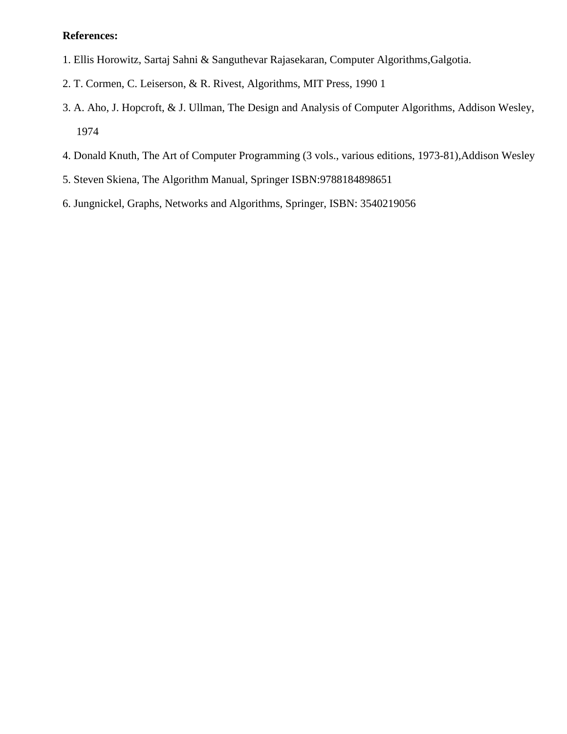**References:**

1. Ellis Horowitz, Sartaj Sahni & Sanguthevar Rajasekaran, Computer Algorithms,Galgotia.
2. T. Cormen, C. Leiserson, & R. Rivest, Algorithms, MIT Press, 1990 1
3. A. Aho, J. Hopcroft, & J. Ullman, The Design and Analysis of Computer Algorithms, Addison Wesley, 1974
4. Donald Knuth, The Art of Computer Programming (3 vols., various editions, 1973-81),Addison Wesley
5. Steven Skiena, The Algorithm Manual, Springer ISBN:9788184898651
6. Jungnickel, Graphs, Networks and Algorithms, Springer, ISBN: 3540219056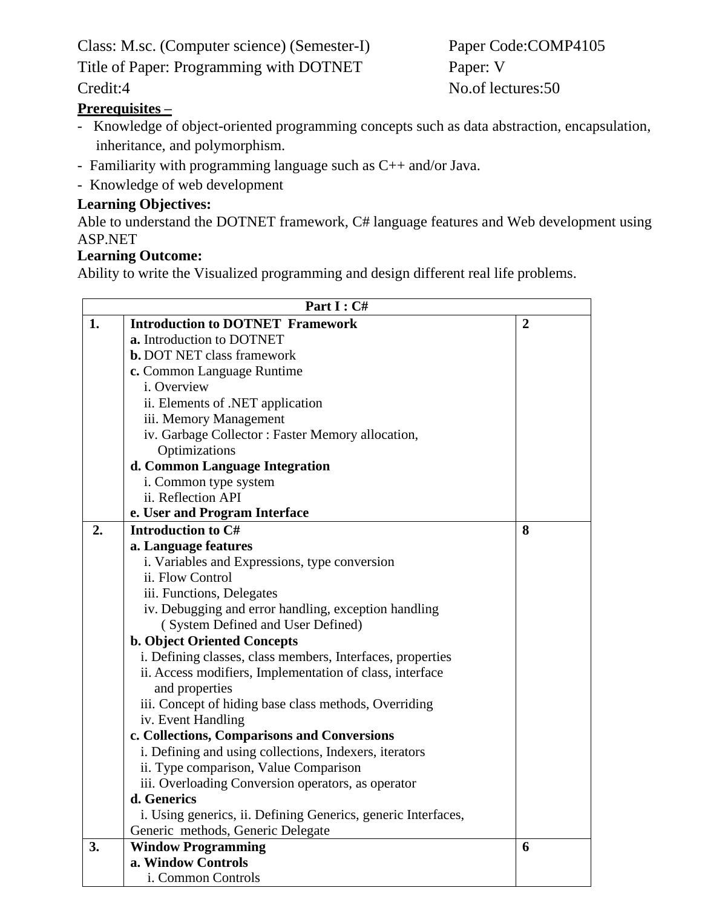Class: M.sc. (Computer science) (Semester-I) Paper Code:COMP4105

Title of Paper: Programming with DOTNET Paper: V

Credit:4 No.of lectures:50

**Prerequisites –**

- Knowledge of object-oriented programming concepts such as data abstraction, encapsulation, inheritance, and polymorphism.
- Familiarity with programming language such as C++ and/or Java.
- Knowledge of web development

**Learning Objectives:**

Able to understand the DOTNET framework, C# language features and Web development using ASP.NET

**Learning Outcome:**

Ability to write the Visualized programming and design different real life problems.

| Part I : C# | | |
|---|---|---|
| **1.** | **Introduction to DOTNET Framework**<br>**a.** Introduction to DOTNET<br>**b.** DOT NET class framework<br>**c.** Common Language Runtime<br>i. Overview<br>ii. Elements of .NET application<br>iii. Memory Management<br>iv. Garbage Collector : Faster Memory allocation, Optimizations<br>**d. Common Language Integration**<br>i. Common type system<br>ii. Reflection API<br>**e. User and Program Interface** | **2** |
| **2.** | **Introduction to C#**<br>**a. Language features**<br>i. Variables and Expressions, type conversion<br>ii. Flow Control<br>iii. Functions, Delegates<br>iv. Debugging and error handling, exception handling ( System Defined and User Defined)<br>**b. Object Oriented Concepts**<br>i. Defining classes, class members, Interfaces, properties<br>ii. Access modifiers, Implementation of class, interface and properties<br>iii. Concept of hiding base class methods, Overriding<br>iv. Event Handling<br>**c. Collections, Comparisons and Conversions**<br>i. Defining and using collections, Indexers, iterators<br>ii. Type comparison, Value Comparison<br>iii. Overloading Conversion operators, as operator<br>**d. Generics**<br>i. Using generics, ii. Defining Generics, generic Interfaces, Generic methods, Generic Delegate | **8** |
| **3.** | **Window Programming**<br>**a. Window Controls**<br>i. Common Controls | **6** |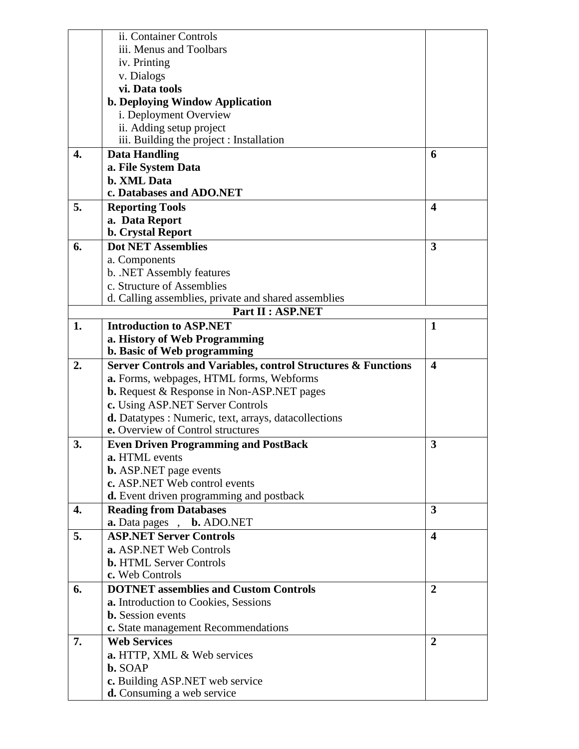| | | |
|---|---|---|
| | ii. Container Controls<br>iii. Menus and Toolbars<br>iv. Printing<br>v. Dialogs<br>**vi. Data tools**<br>**b. Deploying Window Application**<br>i. Deployment Overview<br>ii. Adding setup project<br>iii. Building the project : Installation | |
| **4.** | **Data Handling**<br>**a. File System Data**<br>**b. XML Data**<br>**c. Databases and ADO.NET** | **6** |
| **5.** | **Reporting Tools**<br>**a. Data Report**<br>**b. Crystal Report** | **4** |
| **6.** | **Dot NET Assemblies**<br>a. Components<br>b. .NET Assembly features<br>c. Structure of Assemblies<br>d. Calling assemblies, private and shared assemblies | **3** |
| | **Part II : ASP.NET** | |
| **1.** | **Introduction to ASP.NET**<br>**a. History of Web Programming**<br>**b. Basic of Web programming** | **1** |
| **2.** | **Server Controls and Variables, control Structures & Functions**<br>**a.** Forms, webpages, HTML forms, Webforms<br>**b.** Request & Response in Non-ASP.NET pages<br>**c.** Using ASP.NET Server Controls<br>**d.** Datatypes : Numeric, text, arrays, datacollections<br>**e.** Overview of Control structures | **4** |
| **3.** | **Even Driven Programming and PostBack**<br>**a.** HTML events<br>**b.** ASP.NET page events<br>**c.** ASP.NET Web control events<br>**d.** Event driven programming and postback | **3** |
| **4.** | **Reading from Databases**<br>**a.** Data pages , **b.** ADO.NET | **3** |
| **5.** | **ASP.NET Server Controls**<br>**a.** ASP.NET Web Controls<br>**b.** HTML Server Controls<br>**c.** Web Controls | **4** |
| **6.** | **DOTNET assemblies and Custom Controls**<br>**a.** Introduction to Cookies, Sessions<br>**b.** Session events<br>**c.** State management Recommendations | **2** |
| **7.** | **Web Services**<br>**a.** HTTP, XML & Web services<br>**b.** SOAP<br>**c.** Building ASP.NET web service<br>**d.** Consuming a web service | **2** |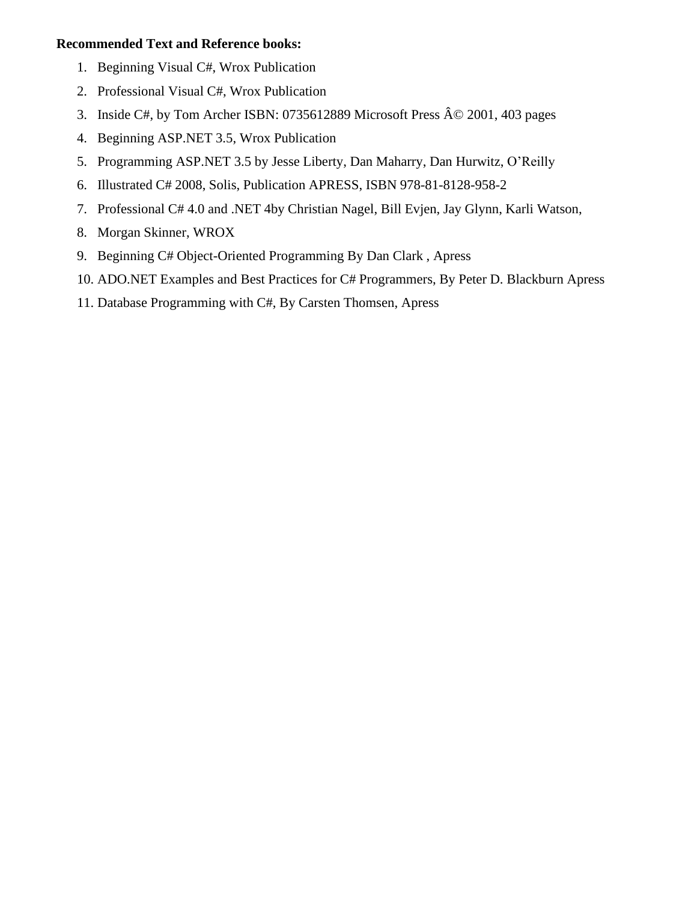**Recommended Text and Reference books:**

1. Beginning Visual C#, Wrox Publication
2. Professional Visual C#, Wrox Publication
3. Inside C#, by Tom Archer ISBN: 0735612889 Microsoft Press Â© 2001, 403 pages
4. Beginning ASP.NET 3.5, Wrox Publication
5. Programming ASP.NET 3.5 by Jesse Liberty, Dan Maharry, Dan Hurwitz, O'Reilly
6. Illustrated C# 2008, Solis, Publication APRESS, ISBN 978-81-8128-958-2
7. Professional C# 4.0 and .NET 4by Christian Nagel, Bill Evjen, Jay Glynn, Karli Watson,
8. Morgan Skinner, WROX
9. Beginning C# Object-Oriented Programming By Dan Clark , Apress
10. ADO.NET Examples and Best Practices for C# Programmers, By Peter D. Blackburn Apress
11. Database Programming with C#, By Carsten Thomsen, Apress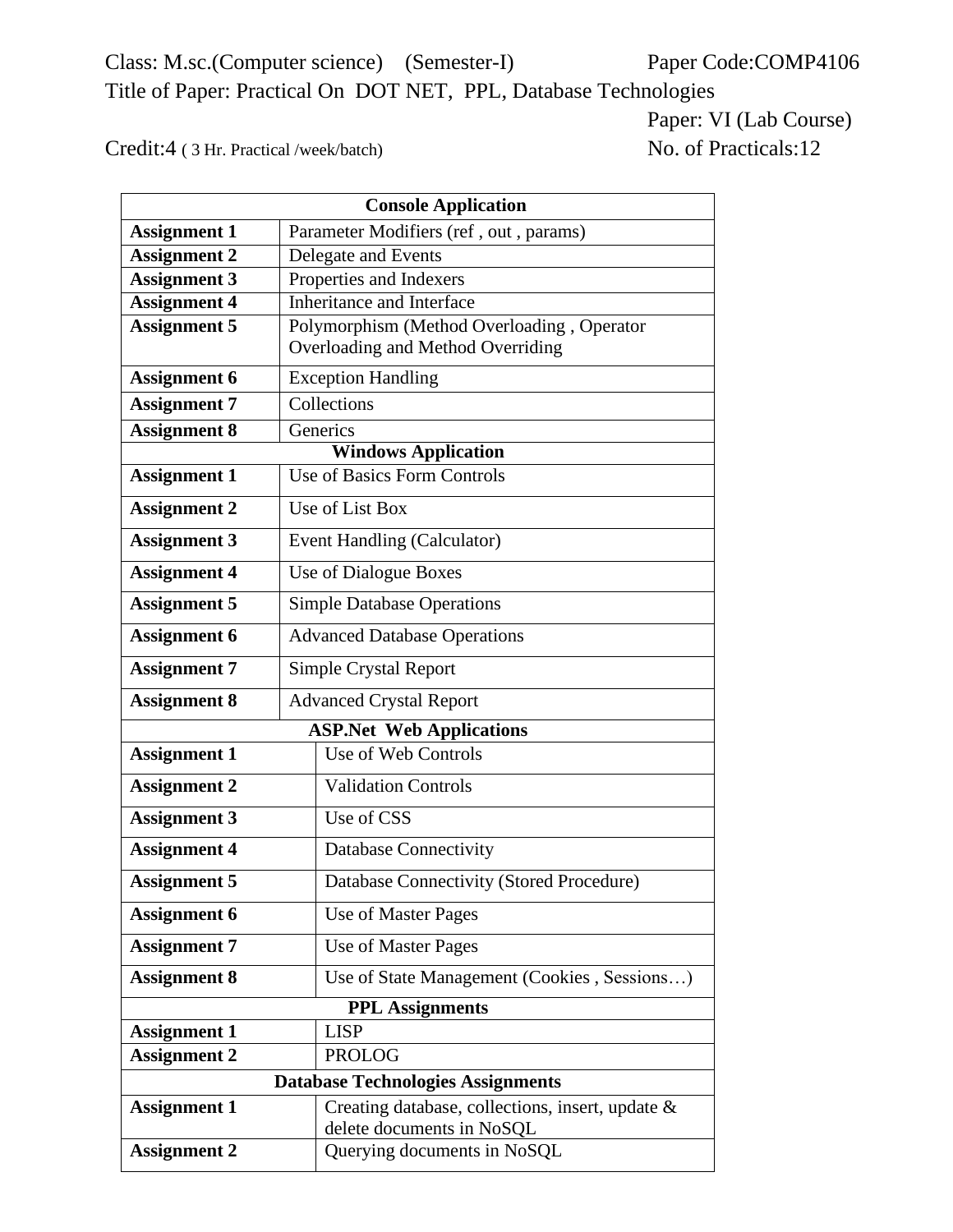Class: M.sc.(Computer science) (Semester-I) Paper Code:COMP4106

Title of Paper: Practical On DOT NET, PPL, Database Technologies

Paper: VI (Lab Course)

Credit:4 ( 3 Hr. Practical /week/batch) No. of Practicals:12

| **Console Application** | |
|---|---|
| **Assignment 1** | Parameter Modifiers (ref , out , params) |
| **Assignment 2** | Delegate and Events |
| **Assignment 3** | Properties and Indexers |
| **Assignment 4** | Inheritance and Interface |
| **Assignment 5** | Polymorphism (Method Overloading , Operator Overloading and Method Overriding |
| **Assignment 6** | Exception Handling |
| **Assignment 7** | Collections |
| **Assignment 8** | Generics |
| **Windows Application** | |
| **Assignment 1** | Use of Basics Form Controls |
| **Assignment 2** | Use of List Box |
| **Assignment 3** | Event Handling (Calculator) |
| **Assignment 4** | Use of Dialogue Boxes |
| **Assignment 5** | Simple Database Operations |
| **Assignment 6** | Advanced Database Operations |
| **Assignment 7** | Simple Crystal Report |
| **Assignment 8** | Advanced Crystal Report |
| **ASP.Net Web Applications** | |
| **Assignment 1** | Use of Web Controls |
| **Assignment 2** | Validation Controls |
| **Assignment 3** | Use of CSS |
| **Assignment 4** | Database Connectivity |
| **Assignment 5** | Database Connectivity (Stored Procedure) |
| **Assignment 6** | Use of Master Pages |
| **Assignment 7** | Use of Master Pages |
| **Assignment 8** | Use of State Management (Cookies , Sessions…) |
| **PPL Assignments** | |
| **Assignment 1** | LISP |
| **Assignment 2** | PROLOG |
| **Database Technologies Assignments** | |
| **Assignment 1** | Creating database, collections, insert, update & delete documents in NoSQL |
| **Assignment 2** | Querying documents in NoSQL |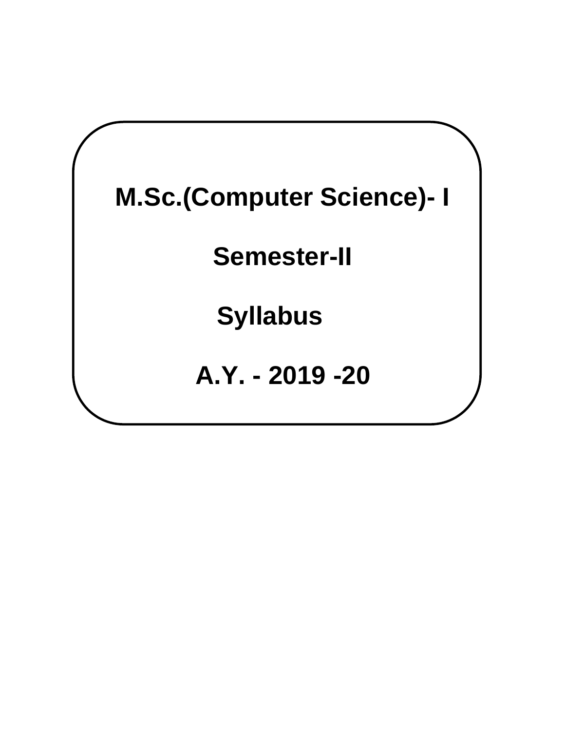# M.Sc.(Computer Science)- I

## Semester-II

## Syllabus

## A.Y. - 2019 -20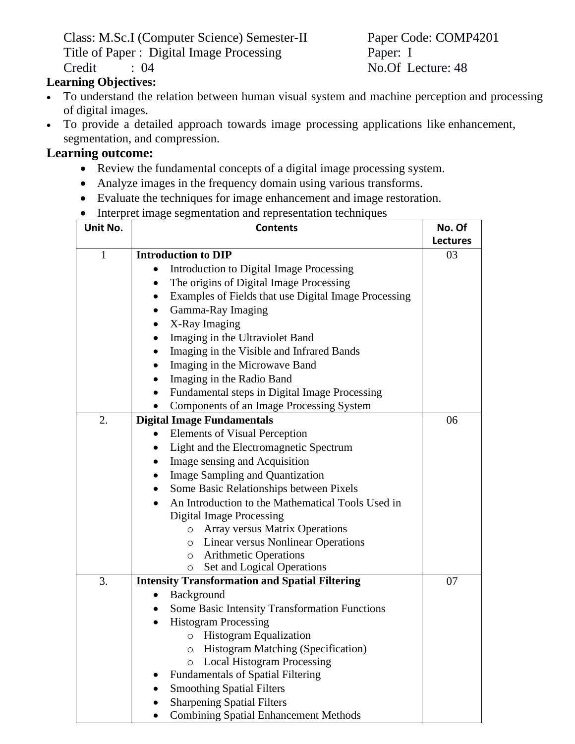Class: M.Sc.I (Computer Science) Semester-II  Paper Code: COMP4201
Title of Paper : Digital Image Processing  Paper: I
Credit : 04  No.Of Lecture: 48

**Learning Objectives:**

- To understand the relation between human visual system and machine perception and processing of digital images.
- To provide a detailed approach towards image processing applications like enhancement, segmentation, and compression.

## Learning outcome:

- Review the fundamental concepts of a digital image processing system.
- Analyze images in the frequency domain using various transforms.
- Evaluate the techniques for image enhancement and image restoration.
- Interpret image segmentation and representation techniques

| Unit No. | Contents | No. Of Lectures |
|---|---|---|
| 1 | **Introduction to DIP**<br>• Introduction to Digital Image Processing<br>• The origins of Digital Image Processing<br>• Examples of Fields that use Digital Image Processing<br>• Gamma-Ray Imaging<br>• X-Ray Imaging<br>• Imaging in the Ultraviolet Band<br>• Imaging in the Visible and Infrared Bands<br>• Imaging in the Microwave Band<br>• Imaging in the Radio Band<br>• Fundamental steps in Digital Image Processing<br>• Components of an Image Processing System | 03 |
| 2. | **Digital Image Fundamentals**<br>• Elements of Visual Perception<br>• Light and the Electromagnetic Spectrum<br>• Image sensing and Acquisition<br>• Image Sampling and Quantization<br>• Some Basic Relationships between Pixels<br>• An Introduction to the Mathematical Tools Used in Digital Image Processing<br>  o Array versus Matrix Operations<br>  o Linear versus Nonlinear Operations<br>  o Arithmetic Operations<br>  o Set and Logical Operations | 06 |
| 3. | **Intensity Transformation and Spatial Filtering**<br>• Background<br>• Some Basic Intensity Transformation Functions<br>• Histogram Processing<br>  o Histogram Equalization<br>  o Histogram Matching (Specification)<br>  o Local Histogram Processing<br>• Fundamentals of Spatial Filtering<br>• Smoothing Spatial Filters<br>• Sharpening Spatial Filters<br>• Combining Spatial Enhancement Methods | 07 |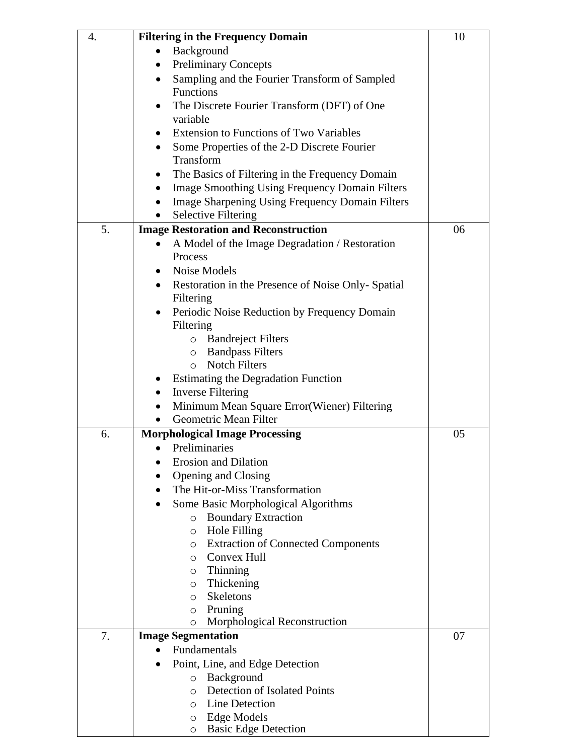| | | |
|---|---|---|
| 4. | **Filtering in the Frequency Domain**<br>• Background<br>• Preliminary Concepts<br>• Sampling and the Fourier Transform of Sampled Functions<br>• The Discrete Fourier Transform (DFT) of One variable<br>• Extension to Functions of Two Variables<br>• Some Properties of the 2-D Discrete Fourier Transform<br>• The Basics of Filtering in the Frequency Domain<br>• Image Smoothing Using Frequency Domain Filters<br>• Image Sharpening Using Frequency Domain Filters<br>• Selective Filtering | 10 |
| 5. | **Image Restoration and Reconstruction**<br>• A Model of the Image Degradation / Restoration Process<br>• Noise Models<br>• Restoration in the Presence of Noise Only- Spatial Filtering<br>• Periodic Noise Reduction by Frequency Domain Filtering<br>&nbsp;&nbsp;&nbsp;&nbsp;o Bandreject Filters<br>&nbsp;&nbsp;&nbsp;&nbsp;o Bandpass Filters<br>&nbsp;&nbsp;&nbsp;&nbsp;o Notch Filters<br>• Estimating the Degradation Function<br>• Inverse Filtering<br>• Minimum Mean Square Error(Wiener) Filtering<br>• Geometric Mean Filter | 06 |
| 6. | **Morphological Image Processing**<br>• Preliminaries<br>• Erosion and Dilation<br>• Opening and Closing<br>• The Hit-or-Miss Transformation<br>• Some Basic Morphological Algorithms<br>&nbsp;&nbsp;&nbsp;&nbsp;o Boundary Extraction<br>&nbsp;&nbsp;&nbsp;&nbsp;o Hole Filling<br>&nbsp;&nbsp;&nbsp;&nbsp;o Extraction of Connected Components<br>&nbsp;&nbsp;&nbsp;&nbsp;o Convex Hull<br>&nbsp;&nbsp;&nbsp;&nbsp;o Thinning<br>&nbsp;&nbsp;&nbsp;&nbsp;o Thickening<br>&nbsp;&nbsp;&nbsp;&nbsp;o Skeletons<br>&nbsp;&nbsp;&nbsp;&nbsp;o Pruning<br>&nbsp;&nbsp;&nbsp;&nbsp;o Morphological Reconstruction | 05 |
| 7. | **Image Segmentation**<br>• Fundamentals<br>• Point, Line, and Edge Detection<br>&nbsp;&nbsp;&nbsp;&nbsp;o Background<br>&nbsp;&nbsp;&nbsp;&nbsp;o Detection of Isolated Points<br>&nbsp;&nbsp;&nbsp;&nbsp;o Line Detection<br>&nbsp;&nbsp;&nbsp;&nbsp;o Edge Models<br>&nbsp;&nbsp;&nbsp;&nbsp;o Basic Edge Detection | 07 |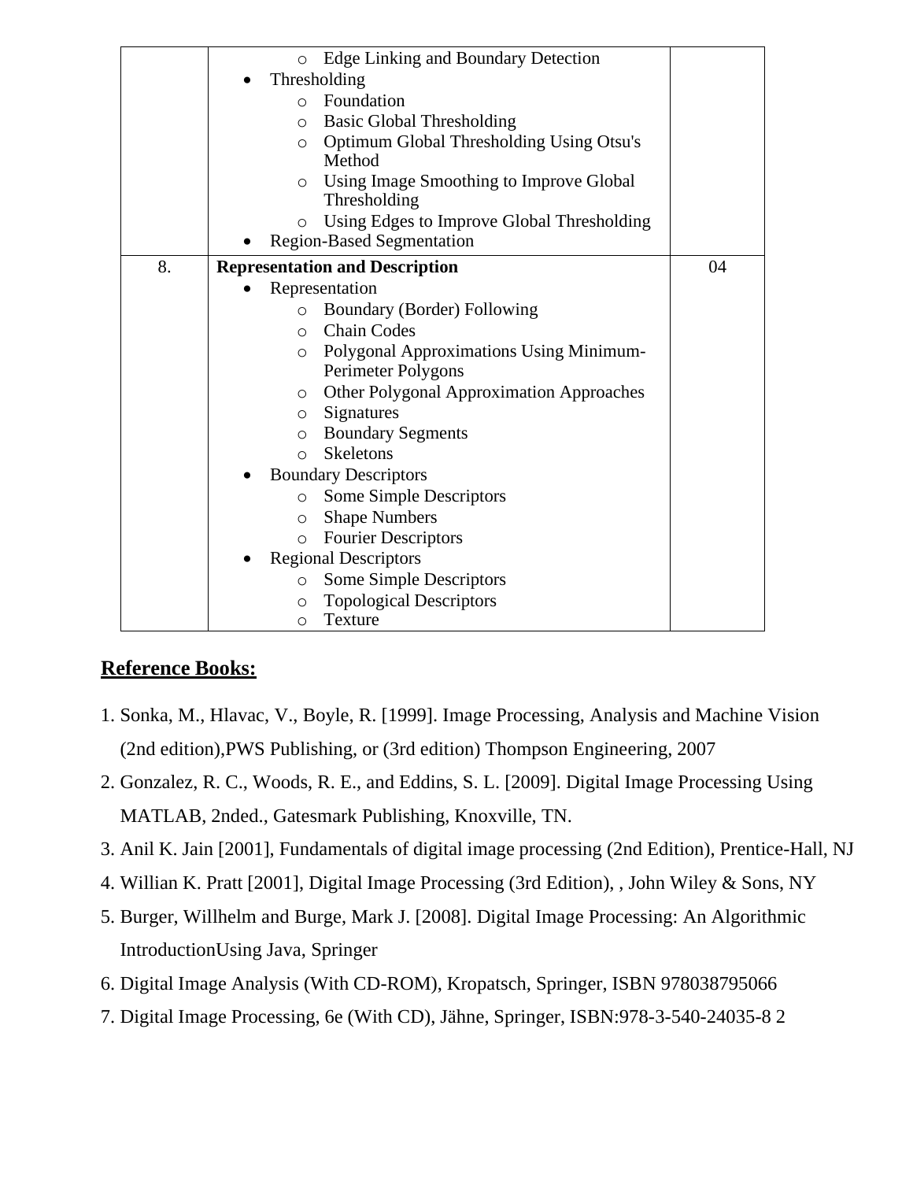| | | |
|---|---|---|
| | ◦ Edge Linking and Boundary Detection<br>• Thresholding<br>◦ Foundation<br>◦ Basic Global Thresholding<br>◦ Optimum Global Thresholding Using Otsu's Method<br>◦ Using Image Smoothing to Improve Global Thresholding<br>◦ Using Edges to Improve Global Thresholding<br>• Region-Based Segmentation | |
| 8. | **Representation and Description**<br>• Representation<br>◦ Boundary (Border) Following<br>◦ Chain Codes<br>◦ Polygonal Approximations Using Minimum-Perimeter Polygons<br>◦ Other Polygonal Approximation Approaches<br>◦ Signatures<br>◦ Boundary Segments<br>◦ Skeletons<br>• Boundary Descriptors<br>◦ Some Simple Descriptors<br>◦ Shape Numbers<br>◦ Fourier Descriptors<br>• Regional Descriptors<br>◦ Some Simple Descriptors<br>◦ Topological Descriptors<br>◦ Texture | 04 |

## Reference Books:

1. Sonka, M., Hlavac, V., Boyle, R. [1999]. Image Processing, Analysis and Machine Vision (2nd edition),PWS Publishing, or (3rd edition) Thompson Engineering, 2007
2. Gonzalez, R. C., Woods, R. E., and Eddins, S. L. [2009]. Digital Image Processing Using MATLAB, 2nded., Gatesmark Publishing, Knoxville, TN.
3. Anil K. Jain [2001], Fundamentals of digital image processing (2nd Edition), Prentice-Hall, NJ
4. Willian K. Pratt [2001], Digital Image Processing (3rd Edition), , John Wiley & Sons, NY
5. Burger, Willhelm and Burge, Mark J. [2008]. Digital Image Processing: An Algorithmic IntroductionUsing Java, Springer
6. Digital Image Analysis (With CD-ROM), Kropatsch, Springer, ISBN 978038795066
7. Digital Image Processing, 6e (With CD), Jähne, Springer, ISBN:978-3-540-24035-8 2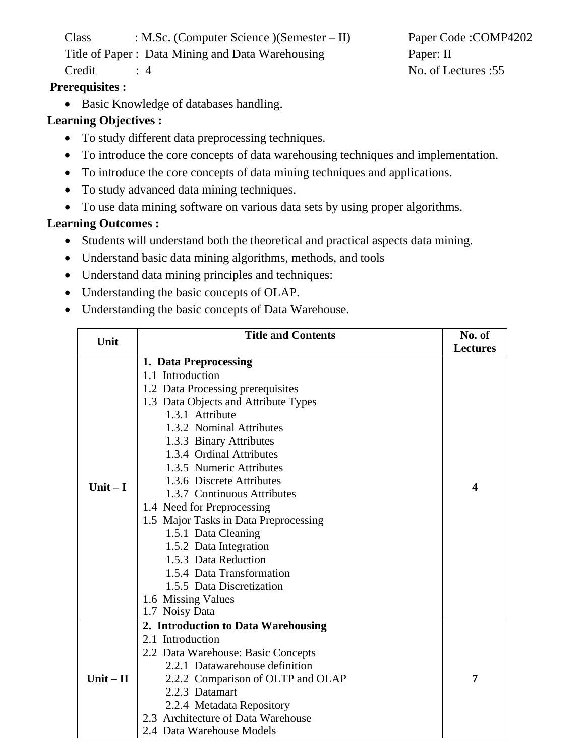Class : M.Sc. (Computer Science )(Semester – II) Paper Code :COMP4202

Title of Paper : Data Mining and Data Warehousing Paper: II

Credit : 4 No. of Lectures :55

**Prerequisites :**

- Basic Knowledge of databases handling.

**Learning Objectives :**

- To study different data preprocessing techniques.
- To introduce the core concepts of data warehousing techniques and implementation.
- To introduce the core concepts of data mining techniques and applications.
- To study advanced data mining techniques.
- To use data mining software on various data sets by using proper algorithms.

**Learning Outcomes :**

- Students will understand both the theoretical and practical aspects data mining.
- Understand basic data mining algorithms, methods, and tools
- Understand data mining principles and techniques:
- Understanding the basic concepts of OLAP.
- Understanding the basic concepts of Data Warehouse.

| Unit | Title and Contents | No. of Lectures |
|---|---|---|
| **Unit – I** | **1. Data Preprocessing**<br>1.1 Introduction<br>1.2 Data Processing prerequisites<br>1.3 Data Objects and Attribute Types<br>1.3.1 Attribute<br>1.3.2 Nominal Attributes<br>1.3.3 Binary Attributes<br>1.3.4 Ordinal Attributes<br>1.3.5 Numeric Attributes<br>1.3.6 Discrete Attributes<br>1.3.7 Continuous Attributes<br>1.4 Need for Preprocessing<br>1.5 Major Tasks in Data Preprocessing<br>1.5.1 Data Cleaning<br>1.5.2 Data Integration<br>1.5.3 Data Reduction<br>1.5.4 Data Transformation<br>1.5.5 Data Discretization<br>1.6 Missing Values<br>1.7 Noisy Data | **4** |
| **Unit – II** | **2. Introduction to Data Warehousing**<br>2.1 Introduction<br>2.2 Data Warehouse: Basic Concepts<br>2.2.1 Datawarehouse definition<br>2.2.2 Comparison of OLTP and OLAP<br>2.2.3 Datamart<br>2.2.4 Metadata Repository<br>2.3 Architecture of Data Warehouse<br>2.4 Data Warehouse Models | **7** |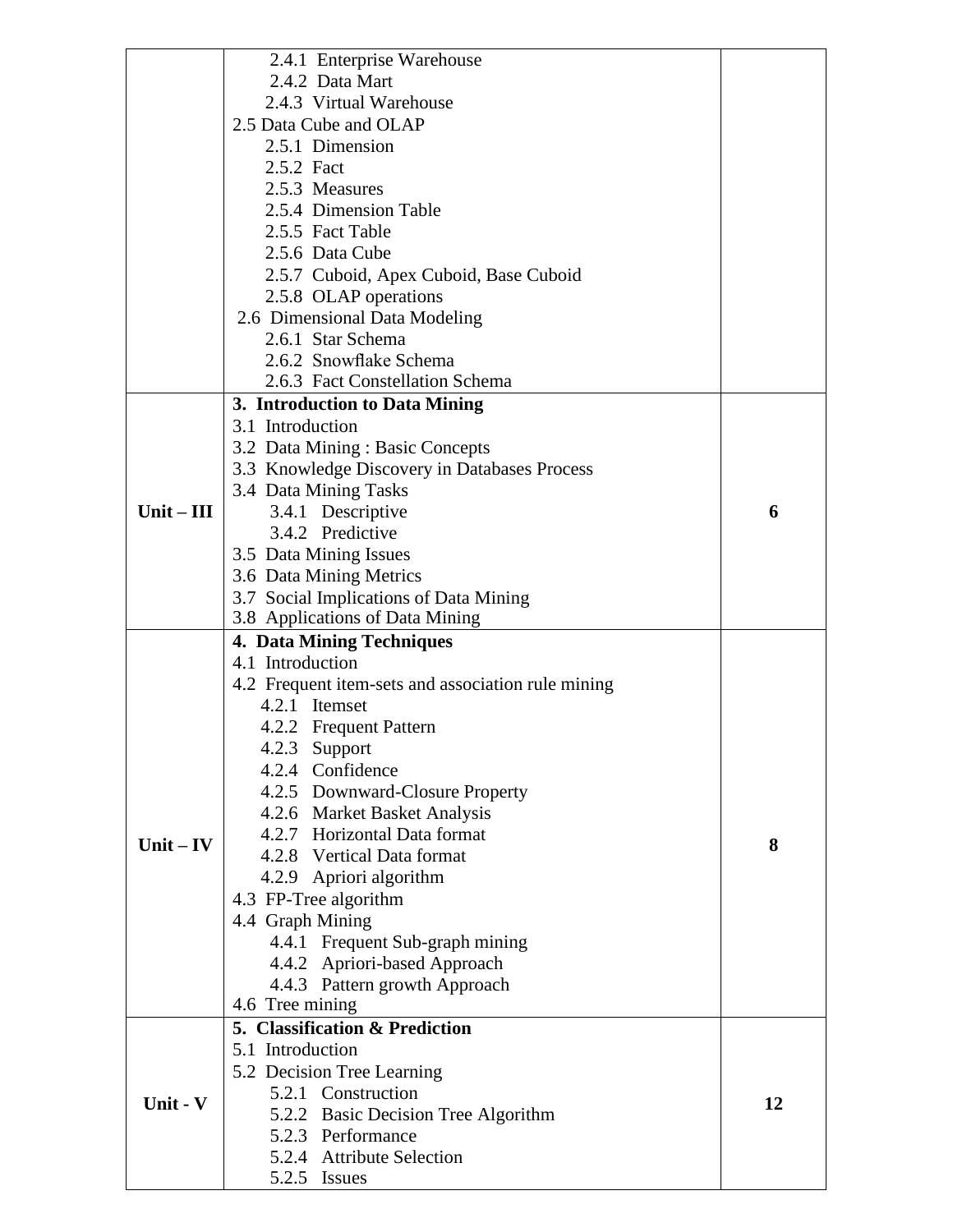| | | |
|---|---|---|
| | 2.4.1 Enterprise Warehouse<br>2.4.2 Data Mart<br>2.4.3 Virtual Warehouse<br>2.5 Data Cube and OLAP<br>2.5.1 Dimension<br>2.5.2 Fact<br>2.5.3 Measures<br>2.5.4 Dimension Table<br>2.5.5 Fact Table<br>2.5.6 Data Cube<br>2.5.7 Cuboid, Apex Cuboid, Base Cuboid<br>2.5.8 OLAP operations<br>2.6 Dimensional Data Modeling<br>2.6.1 Star Schema<br>2.6.2 Snowflake Schema<br>2.6.3 Fact Constellation Schema | |
| **Unit – III** | **3. Introduction to Data Mining**<br>3.1 Introduction<br>3.2 Data Mining : Basic Concepts<br>3.3 Knowledge Discovery in Databases Process<br>3.4 Data Mining Tasks<br>3.4.1 Descriptive<br>3.4.2 Predictive<br>3.5 Data Mining Issues<br>3.6 Data Mining Metrics<br>3.7 Social Implications of Data Mining<br>3.8 Applications of Data Mining | **6** |
| **Unit – IV** | **4. Data Mining Techniques**<br>4.1 Introduction<br>4.2 Frequent item-sets and association rule mining<br>4.2.1 Itemset<br>4.2.2 Frequent Pattern<br>4.2.3 Support<br>4.2.4 Confidence<br>4.2.5 Downward-Closure Property<br>4.2.6 Market Basket Analysis<br>4.2.7 Horizontal Data format<br>4.2.8 Vertical Data format<br>4.2.9 Apriori algorithm<br>4.3 FP-Tree algorithm<br>4.4 Graph Mining<br>4.4.1 Frequent Sub-graph mining<br>4.4.2 Apriori-based Approach<br>4.4.3 Pattern growth Approach<br>4.6 Tree mining | **8** |
| **Unit - V** | **5. Classification & Prediction**<br>5.1 Introduction<br>5.2 Decision Tree Learning<br>5.2.1 Construction<br>5.2.2 Basic Decision Tree Algorithm<br>5.2.3 Performance<br>5.2.4 Attribute Selection<br>5.2.5 Issues | **12** |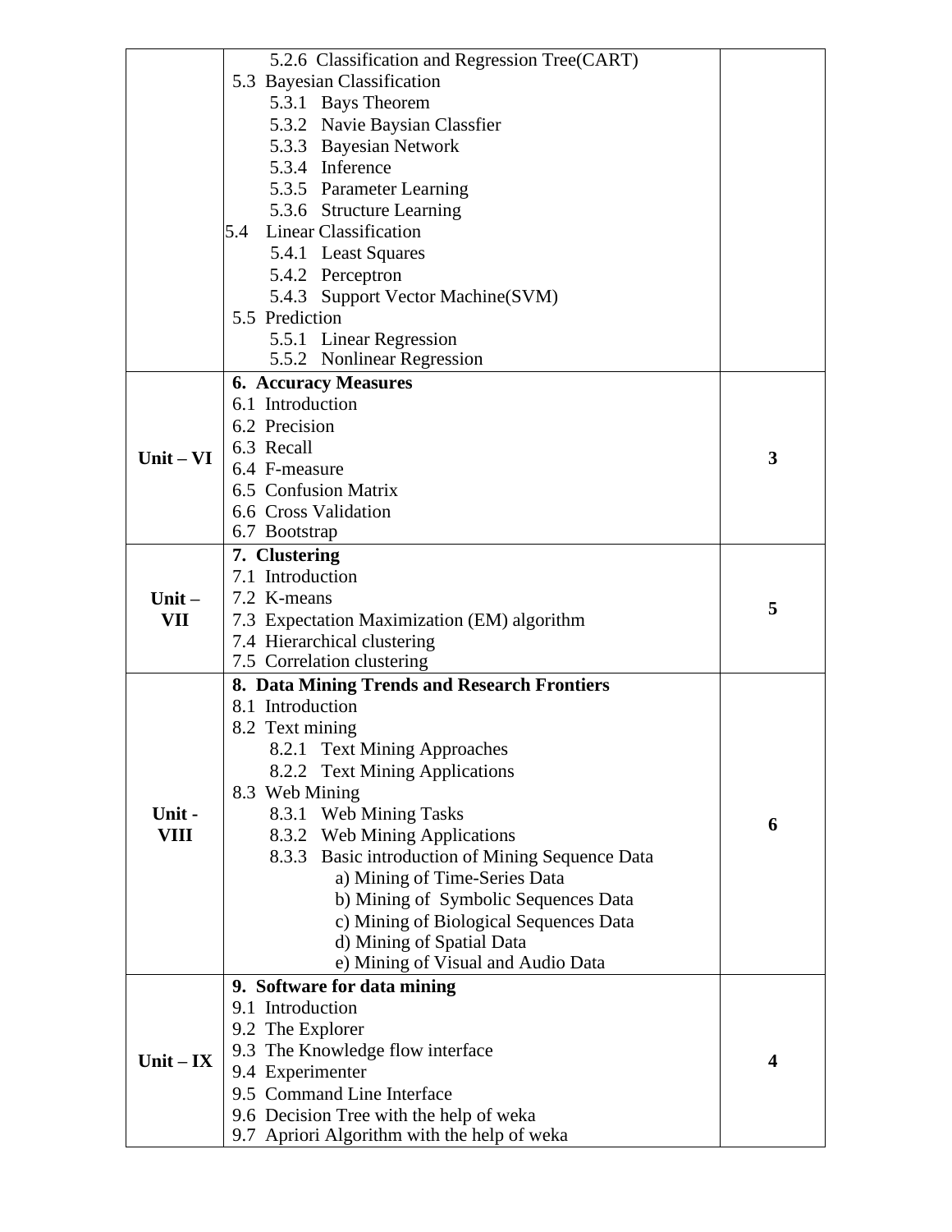| | | |
|---|---|---|
| | 5.2.6 Classification and Regression Tree(CART)<br>5.3 Bayesian Classification<br>5.3.1 Bays Theorem<br>5.3.2 Navie Baysian Classfier<br>5.3.3 Bayesian Network<br>5.3.4 Inference<br>5.3.5 Parameter Learning<br>5.3.6 Structure Learning<br>5.4 Linear Classification<br>5.4.1 Least Squares<br>5.4.2 Perceptron<br>5.4.3 Support Vector Machine(SVM)<br>5.5 Prediction<br>5.5.1 Linear Regression<br>5.5.2 Nonlinear Regression | |
| **Unit – VI** | **6. Accuracy Measures**<br>6.1 Introduction<br>6.2 Precision<br>6.3 Recall<br>6.4 F-measure<br>6.5 Confusion Matrix<br>6.6 Cross Validation<br>6.7 Bootstrap | **3** |
| **Unit – VII** | **7. Clustering**<br>7.1 Introduction<br>7.2 K-means<br>7.3 Expectation Maximization (EM) algorithm<br>7.4 Hierarchical clustering<br>7.5 Correlation clustering | **5** |
| **Unit - VIII** | **8. Data Mining Trends and Research Frontiers**<br>8.1 Introduction<br>8.2 Text mining<br>8.2.1 Text Mining Approaches<br>8.2.2 Text Mining Applications<br>8.3 Web Mining<br>8.3.1 Web Mining Tasks<br>8.3.2 Web Mining Applications<br>8.3.3 Basic introduction of Mining Sequence Data<br>a) Mining of Time-Series Data<br>b) Mining of Symbolic Sequences Data<br>c) Mining of Biological Sequences Data<br>d) Mining of Spatial Data<br>e) Mining of Visual and Audio Data | **6** |
| **Unit – IX** | **9. Software for data mining**<br>9.1 Introduction<br>9.2 The Explorer<br>9.3 The Knowledge flow interface<br>9.4 Experimenter<br>9.5 Command Line Interface<br>9.6 Decision Tree with the help of weka<br>9.7 Apriori Algorithm with the help of weka | **4** |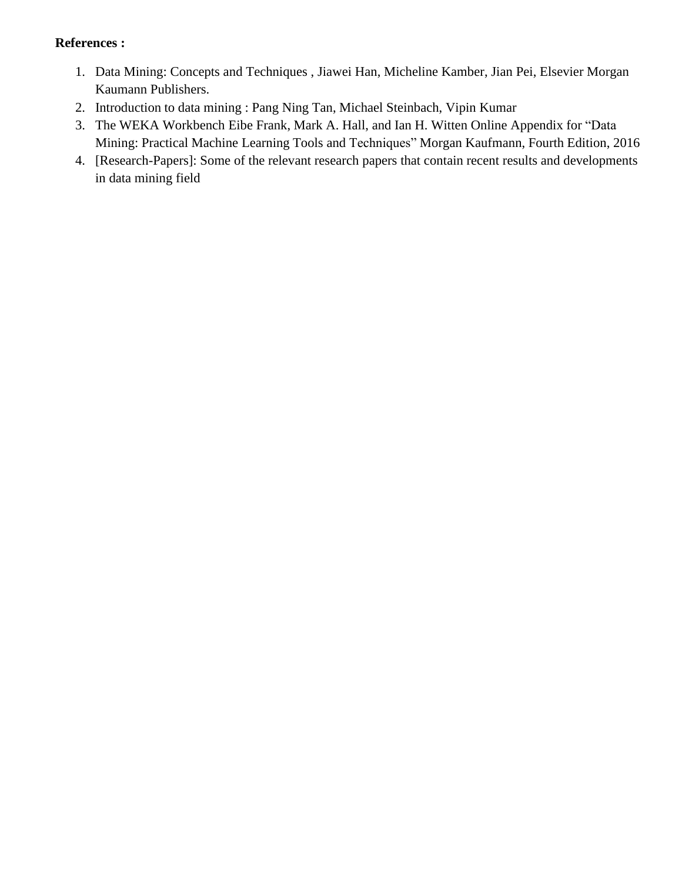**References :**

1. Data Mining: Concepts and Techniques , Jiawei Han, Micheline Kamber, Jian Pei, Elsevier Morgan Kaumann Publishers.
2. Introduction to data mining : Pang Ning Tan, Michael Steinbach, Vipin Kumar
3. The WEKA Workbench Eibe Frank, Mark A. Hall, and Ian H. Witten Online Appendix for "Data Mining: Practical Machine Learning Tools and Techniques" Morgan Kaufmann, Fourth Edition, 2016
4. [Research-Papers]: Some of the relevant research papers that contain recent results and developments in data mining field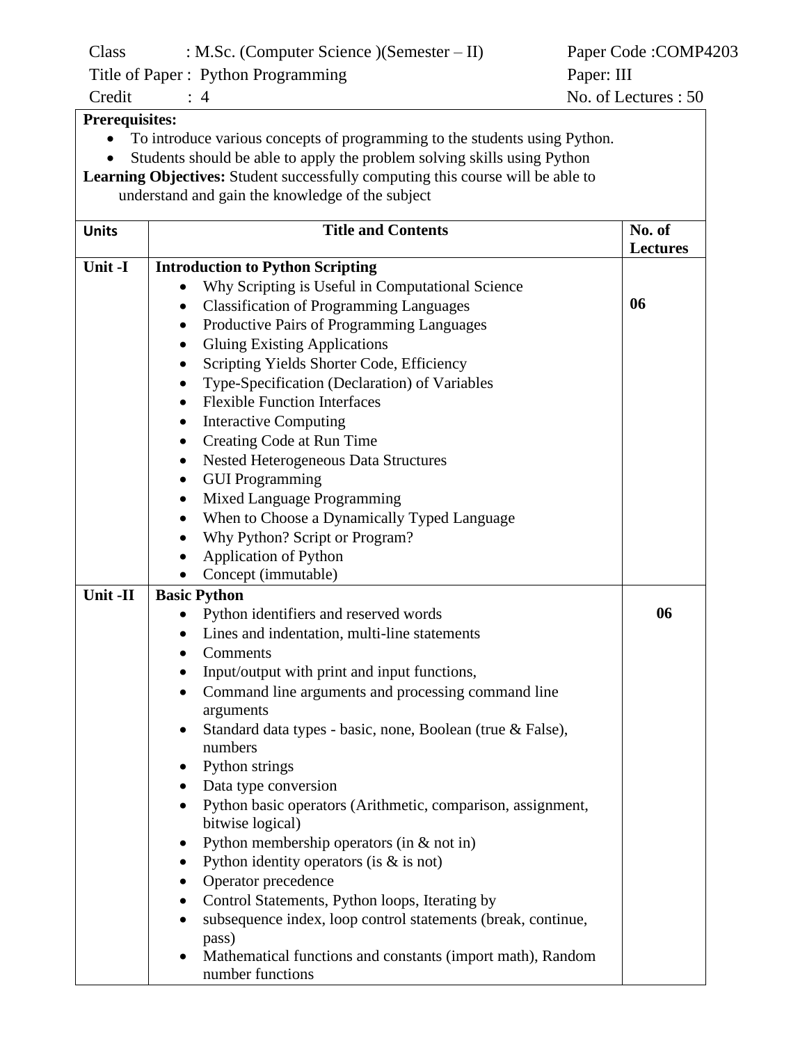Class : M.Sc. (Computer Science )(Semester – II) Paper Code :COMP4203

Title of Paper : Python Programming Paper: III

Credit : 4 No. of Lectures : 50

**Prerequisites:**

- To introduce various concepts of programming to the students using Python.
- Students should be able to apply the problem solving skills using Python

**Learning Objectives:** Student successfully computing this course will be able to understand and gain the knowledge of the subject

| Units | Title and Contents | No. of Lectures |
|---|---|---|
| Unit -I | **Introduction to Python Scripting**<br>• Why Scripting is Useful in Computational Science<br>• Classification of Programming Languages<br>• Productive Pairs of Programming Languages<br>• Gluing Existing Applications<br>• Scripting Yields Shorter Code, Efficiency<br>• Type-Specification (Declaration) of Variables<br>• Flexible Function Interfaces<br>• Interactive Computing<br>• Creating Code at Run Time<br>• Nested Heterogeneous Data Structures<br>• GUI Programming<br>• Mixed Language Programming<br>• When to Choose a Dynamically Typed Language<br>• Why Python? Script or Program?<br>• Application of Python<br>• Concept (immutable) | **06** |
| Unit -II | **Basic Python**<br>• Python identifiers and reserved words<br>• Lines and indentation, multi-line statements<br>• Comments<br>• Input/output with print and input functions,<br>• Command line arguments and processing command line arguments<br>• Standard data types - basic, none, Boolean (true & False), numbers<br>• Python strings<br>• Data type conversion<br>• Python basic operators (Arithmetic, comparison, assignment, bitwise logical)<br>• Python membership operators (in & not in)<br>• Python identity operators (is & is not)<br>• Operator precedence<br>• Control Statements, Python loops, Iterating by<br>• subsequence index, loop control statements (break, continue, pass)<br>• Mathematical functions and constants (import math), Random number functions | **06** |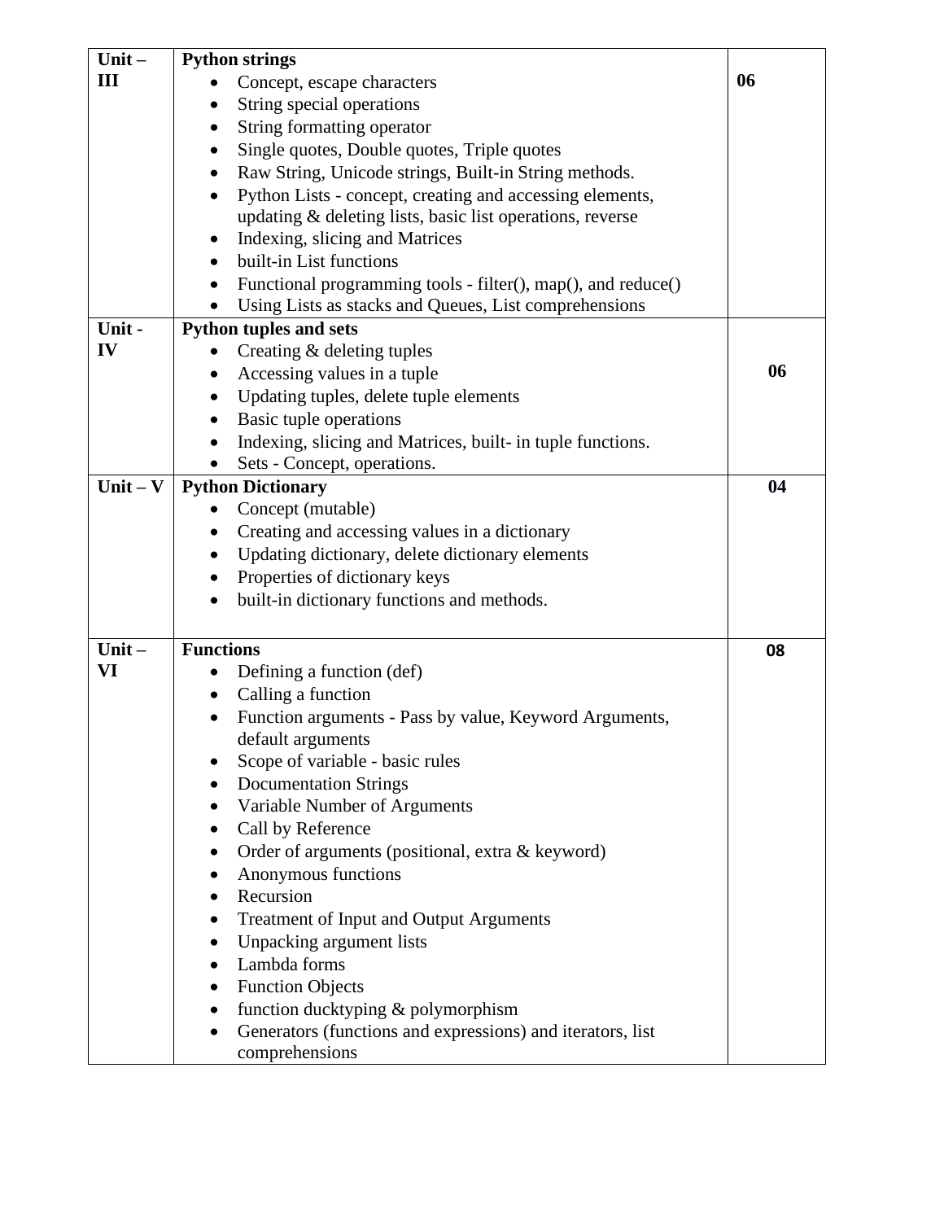| Unit | Content | Hours |
|---|---|---|
| Unit – III | **Python strings**<br>• Concept, escape characters<br>• String special operations<br>• String formatting operator<br>• Single quotes, Double quotes, Triple quotes<br>• Raw String, Unicode strings, Built-in String methods.<br>• Python Lists - concept, creating and accessing elements, updating & deleting lists, basic list operations, reverse<br>• Indexing, slicing and Matrices<br>• built-in List functions<br>• Functional programming tools - filter(), map(), and reduce()<br>• Using Lists as stacks and Queues, List comprehensions | 06 |
| Unit - IV | **Python tuples and sets**<br>• Creating & deleting tuples<br>• Accessing values in a tuple<br>• Updating tuples, delete tuple elements<br>• Basic tuple operations<br>• Indexing, slicing and Matrices, built- in tuple functions.<br>• Sets - Concept, operations. | 06 |
| Unit – V | **Python Dictionary**<br>• Concept (mutable)<br>• Creating and accessing values in a dictionary<br>• Updating dictionary, delete dictionary elements<br>• Properties of dictionary keys<br>• built-in dictionary functions and methods. | 04 |
| Unit – VI | **Functions**<br>• Defining a function (def)<br>• Calling a function<br>• Function arguments - Pass by value, Keyword Arguments, default arguments<br>• Scope of variable - basic rules<br>• Documentation Strings<br>• Variable Number of Arguments<br>• Call by Reference<br>• Order of arguments (positional, extra & keyword)<br>• Anonymous functions<br>• Recursion<br>• Treatment of Input and Output Arguments<br>• Unpacking argument lists<br>• Lambda forms<br>• Function Objects<br>• function ducktyping & polymorphism<br>• Generators (functions and expressions) and iterators, list comprehensions | 08 |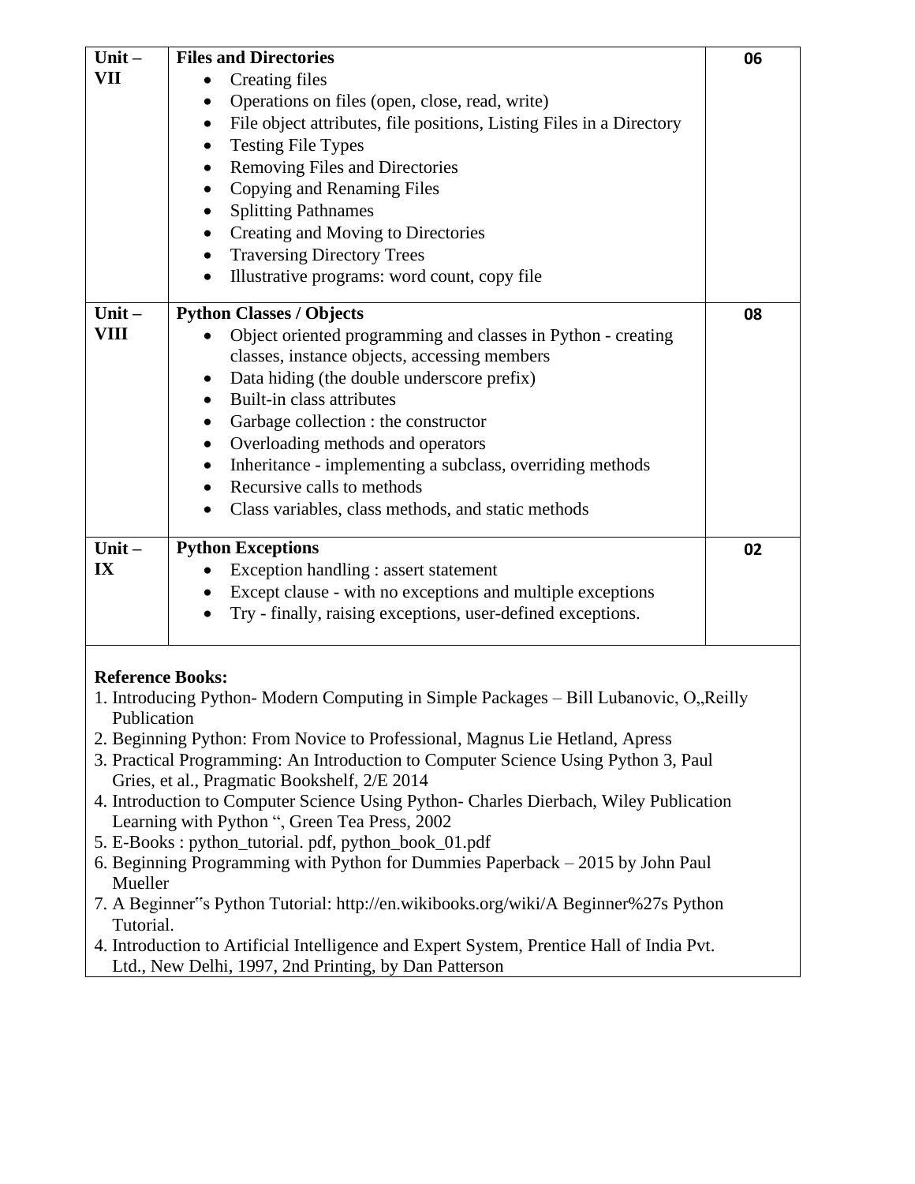| Unit – VII | **Files and Directories**<br>• Creating files<br>• Operations on files (open, close, read, write)<br>• File object attributes, file positions, Listing Files in a Directory<br>• Testing File Types<br>• Removing Files and Directories<br>• Copying and Renaming Files<br>• Splitting Pathnames<br>• Creating and Moving to Directories<br>• Traversing Directory Trees<br>• Illustrative programs: word count, copy file | 06 |
|---|---|---|
| **Unit – VIII** | **Python Classes / Objects**<br>• Object oriented programming and classes in Python - creating classes, instance objects, accessing members<br>• Data hiding (the double underscore prefix)<br>• Built-in class attributes<br>• Garbage collection : the constructor<br>• Overloading methods and operators<br>• Inheritance - implementing a subclass, overriding methods<br>• Recursive calls to methods<br>• Class variables, class methods, and static methods | 08 |
| **Unit – IX** | **Python Exceptions**<br>• Exception handling : assert statement<br>• Except clause - with no exceptions and multiple exceptions<br>• Try - finally, raising exceptions, user-defined exceptions. | 02 |

**Reference Books:**

1. Introducing Python- Modern Computing in Simple Packages – Bill Lubanovic, O„Reilly Publication
2. Beginning Python: From Novice to Professional, Magnus Lie Hetland, Apress
3. Practical Programming: An Introduction to Computer Science Using Python 3, Paul Gries, et al., Pragmatic Bookshelf, 2/E 2014
4. Introduction to Computer Science Using Python- Charles Dierbach, Wiley Publication Learning with Python ", Green Tea Press, 2002
5. E-Books : python_tutorial. pdf, python_book_01.pdf
6. Beginning Programming with Python for Dummies Paperback – 2015 by John Paul Mueller
7. A Beginner‟s Python Tutorial: http://en.wikibooks.org/wiki/A Beginner%27s Python Tutorial.
4. Introduction to Artificial Intelligence and Expert System, Prentice Hall of India Pvt. Ltd., New Delhi, 1997, 2nd Printing, by Dan Patterson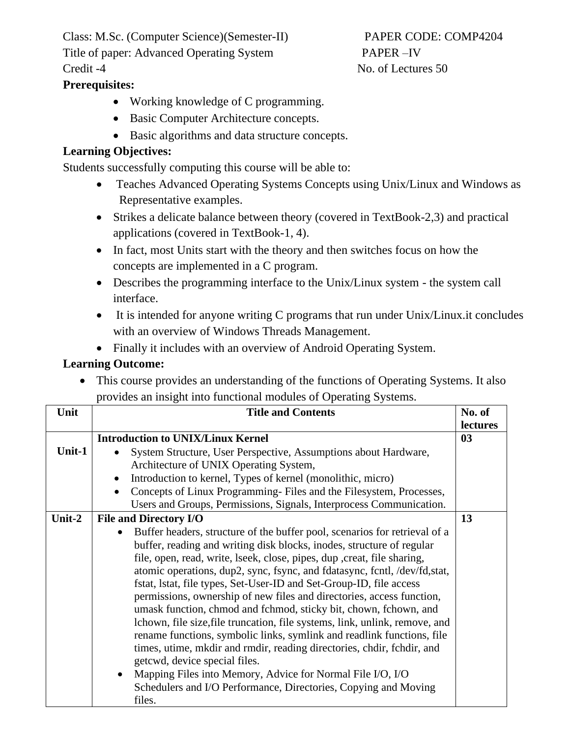Class: M.Sc. (Computer Science)(Semester-II) PAPER CODE: COMP4204

Title of paper: Advanced Operating System PAPER –IV

Credit -4 No. of Lectures 50

**Prerequisites:**

- Working knowledge of C programming.
- Basic Computer Architecture concepts.
- Basic algorithms and data structure concepts.

**Learning Objectives:**

Students successfully computing this course will be able to:

- Teaches Advanced Operating Systems Concepts using Unix/Linux and Windows as Representative examples.
- Strikes a delicate balance between theory (covered in TextBook-2,3) and practical applications (covered in TextBook-1, 4).
- In fact, most Units start with the theory and then switches focus on how the concepts are implemented in a C program.
- Describes the programming interface to the Unix/Linux system - the system call interface.
- It is intended for anyone writing C programs that run under Unix/Linux.it concludes with an overview of Windows Threads Management.
- Finally it includes with an overview of Android Operating System.

**Learning Outcome:**

- This course provides an understanding of the functions of Operating Systems. It also provides an insight into functional modules of Operating Systems.

| Unit | Title and Contents | No. of lectures |
|---|---|---|
| Unit-1 | **Introduction to UNIX/Linux Kernel**<br>• System Structure, User Perspective, Assumptions about Hardware, Architecture of UNIX Operating System,<br>• Introduction to kernel, Types of kernel (monolithic, micro)<br>• Concepts of Linux Programming- Files and the Filesystem, Processes, Users and Groups, Permissions, Signals, Interprocess Communication. | **03** |
| Unit-2 | **File and Directory I/O**<br>• Buffer headers, structure of the buffer pool, scenarios for retrieval of a buffer, reading and writing disk blocks, inodes, structure of regular file, open, read, write, lseek, close, pipes, dup ,creat, file sharing, atomic operations, dup2, sync, fsync, and fdatasync, fcntl, /dev/fd,stat, fstat, lstat, file types, Set-User-ID and Set-Group-ID, file access permissions, ownership of new files and directories, access function, umask function, chmod and fchmod, sticky bit, chown, fchown, and lchown, file size,file truncation, file systems, link, unlink, remove, and rename functions, symbolic links, symlink and readlink functions, file times, utime, mkdir and rmdir, reading directories, chdir, fchdir, and getcwd, device special files.<br>• Mapping Files into Memory, Advice for Normal File I/O, I/O Schedulers and I/O Performance, Directories, Copying and Moving files. | **13** |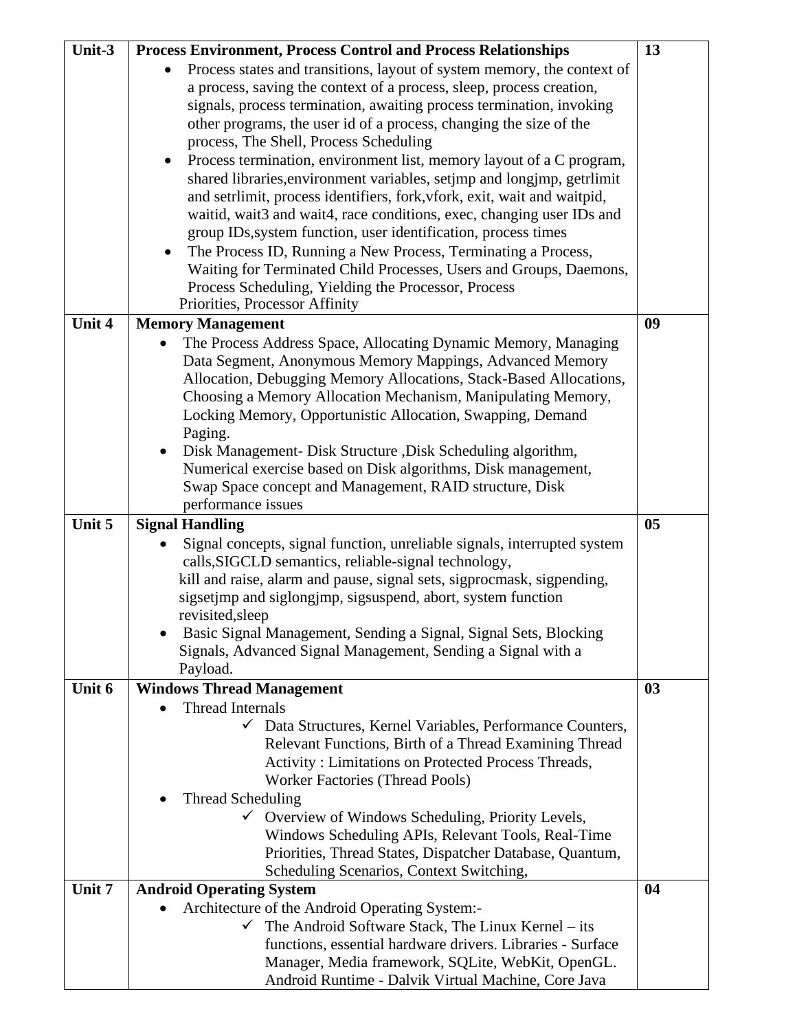| | | |
|---|---|---|
| Unit-3 | **Process Environment, Process Control and Process Relationships**<br>• Process states and transitions, layout of system memory, the context of a process, saving the context of a process, sleep, process creation, signals, process termination, awaiting process termination, invoking other programs, the user id of a process, changing the size of the process, The Shell, Process Scheduling<br>• Process termination, environment list, memory layout of a C program, shared libraries,environment variables, setjmp and longjmp, getrlimit and setrlimit, process identifiers, fork,vfork, exit, wait and waitpid, waitid, wait3 and wait4, race conditions, exec, changing user IDs and group IDs,system function, user identification, process times<br>• The Process ID, Running a New Process, Terminating a Process, Waiting for Terminated Child Processes, Users and Groups, Daemons, Process Scheduling, Yielding the Processor, Process Priorities, Processor Affinity | 13 |
| Unit 4 | **Memory Management**<br>• The Process Address Space, Allocating Dynamic Memory, Managing Data Segment, Anonymous Memory Mappings, Advanced Memory Allocation, Debugging Memory Allocations, Stack-Based Allocations, Choosing a Memory Allocation Mechanism, Manipulating Memory, Locking Memory, Opportunistic Allocation, Swapping, Demand Paging.<br>• Disk Management- Disk Structure ,Disk Scheduling algorithm, Numerical exercise based on Disk algorithms, Disk management, Swap Space concept and Management, RAID structure, Disk performance issues | 09 |
| Unit 5 | **Signal Handling**<br>• Signal concepts, signal function, unreliable signals, interrupted system calls,SIGCLD semantics, reliable-signal technology, kill and raise, alarm and pause, signal sets, sigprocmask, sigpending, sigsetjmp and siglongjmp, sigsuspend, abort, system function revisited,sleep<br>• Basic Signal Management, Sending a Signal, Signal Sets, Blocking Signals, Advanced Signal Management, Sending a Signal with a Payload. | 05 |
| Unit 6 | **Windows Thread Management**<br>• Thread Internals<br>✓ Data Structures, Kernel Variables, Performance Counters, Relevant Functions, Birth of a Thread Examining Thread Activity : Limitations on Protected Process Threads, Worker Factories (Thread Pools)<br>• Thread Scheduling<br>✓ Overview of Windows Scheduling, Priority Levels, Windows Scheduling APIs, Relevant Tools, Real-Time Priorities, Thread States, Dispatcher Database, Quantum, Scheduling Scenarios, Context Switching, | 03 |
| Unit 7 | **Android Operating System**<br>• Architecture of the Android Operating System:-<br>✓ The Android Software Stack, The Linux Kernel – its functions, essential hardware drivers. Libraries - Surface Manager, Media framework, SQLite, WebKit, OpenGL. Android Runtime - Dalvik Virtual Machine, Core Java | 04 |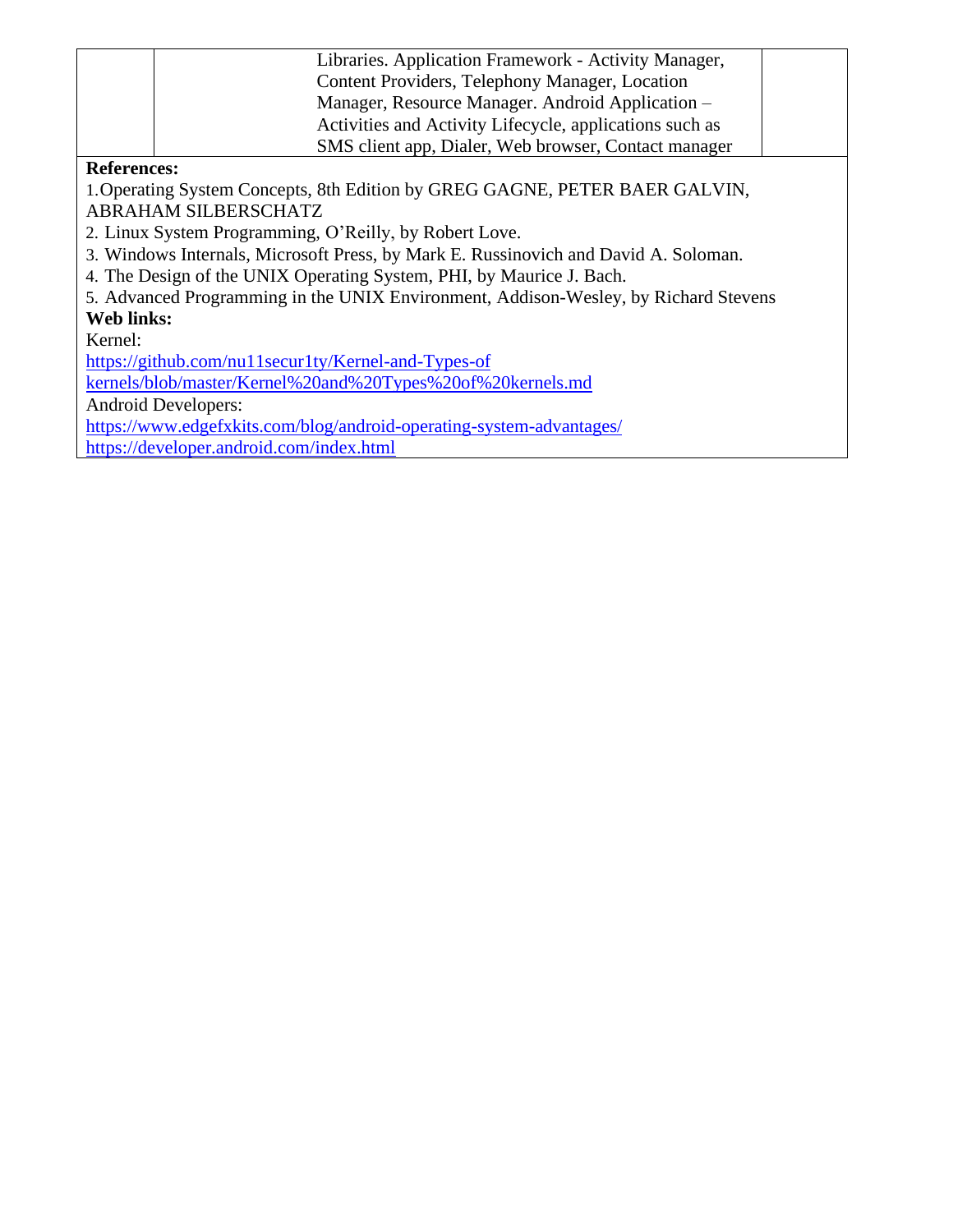| | | Libraries. Application Framework - Activity Manager, Content Providers, Telephony Manager, Location Manager, Resource Manager. Android Application – Activities and Activity Lifecycle, applications such as SMS client app, Dialer, Web browser, Contact manager | |
|---|---|---|---|

**References:**

1. Operating System Concepts, 8th Edition by GREG GAGNE, PETER BAER GALVIN, ABRAHAM SILBERSCHATZ
2. Linux System Programming, O'Reilly, by Robert Love.
3. Windows Internals, Microsoft Press, by Mark E. Russinovich and David A. Soloman.
4. The Design of the UNIX Operating System, PHI, by Maurice J. Bach.
5. Advanced Programming in the UNIX Environment, Addison-Wesley, by Richard Stevens

**Web links:**

Kernel:
https://github.com/nu11secur1ty/Kernel-and-Types-of kernels/blob/master/Kernel%20and%20Types%20of%20kernels.md

Android Developers:
https://www.edgefxkits.com/blog/android-operating-system-advantages/
https://developer.android.com/index.html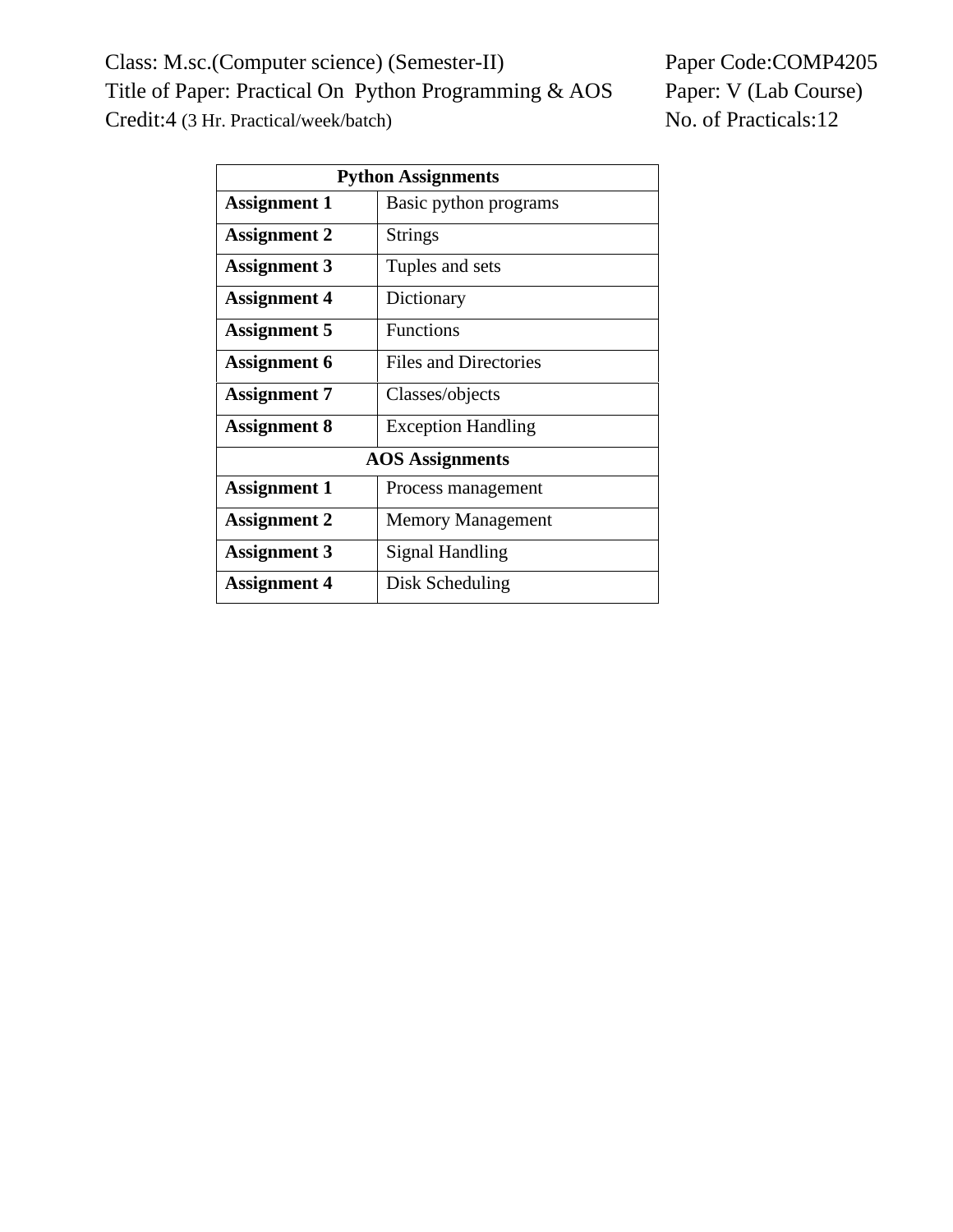Class: M.sc.(Computer science) (Semester-II) Paper Code:COMP4205

Title of Paper: Practical On Python Programming & AOS Paper: V (Lab Course)

Credit:4 (3 Hr. Practical/week/batch) No. of Practicals:12

| **Python Assignments** | |
|---|---|
| **Assignment 1** | Basic python programs |
| **Assignment 2** | Strings |
| **Assignment 3** | Tuples and sets |
| **Assignment 4** | Dictionary |
| **Assignment 5** | Functions |
| **Assignment 6** | Files and Directories |
| **Assignment 7** | Classes/objects |
| **Assignment 8** | Exception Handling |
| **AOS Assignments** | |
| **Assignment 1** | Process management |
| **Assignment 2** | Memory Management |
| **Assignment 3** | Signal Handling |
| **Assignment 4** | Disk Scheduling |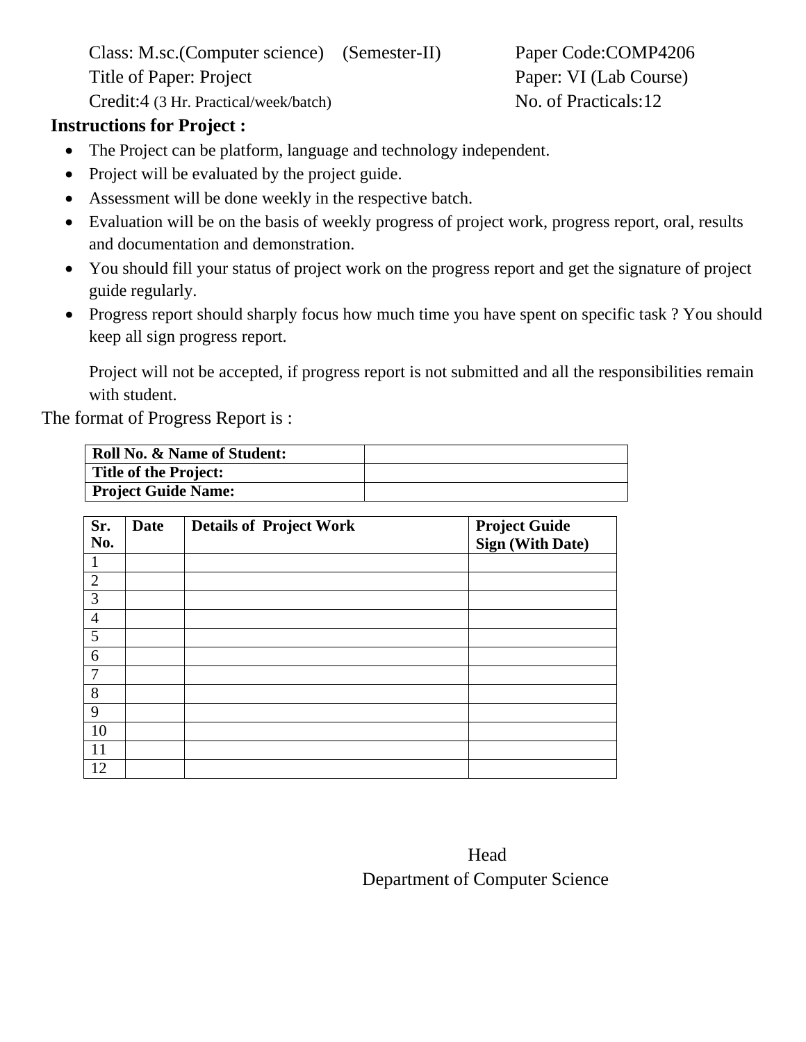Class: M.sc.(Computer science) (Semester-II) Paper Code:COMP4206

Title of Paper: Project Paper: VI (Lab Course)

Credit:4 (3 Hr. Practical/week/batch) No. of Practicals:12

**Instructions for Project :**

- The Project can be platform, language and technology independent.
- Project will be evaluated by the project guide.
- Assessment will be done weekly in the respective batch.
- Evaluation will be on the basis of weekly progress of project work, progress report, oral, results and documentation and demonstration.
- You should fill your status of project work on the progress report and get the signature of project guide regularly.
- Progress report should sharply focus how much time you have spent on specific task ? You should keep all sign progress report.

Project will not be accepted, if progress report is not submitted and all the responsibilities remain with student.

The format of Progress Report is :

| **Roll No. & Name of Student:** | |
|---|---|
| **Title of the Project:** | |
| **Project Guide Name:** | |

| **Sr. No.** | **Date** | **Details of Project Work** | **Project Guide Sign (With Date)** |
|---|---|---|---|
| 1 | | | |
| 2 | | | |
| 3 | | | |
| 4 | | | |
| 5 | | | |
| 6 | | | |
| 7 | | | |
| 8 | | | |
| 9 | | | |
| 10 | | | |
| 11 | | | |
| 12 | | | |

Head

Department of Computer Science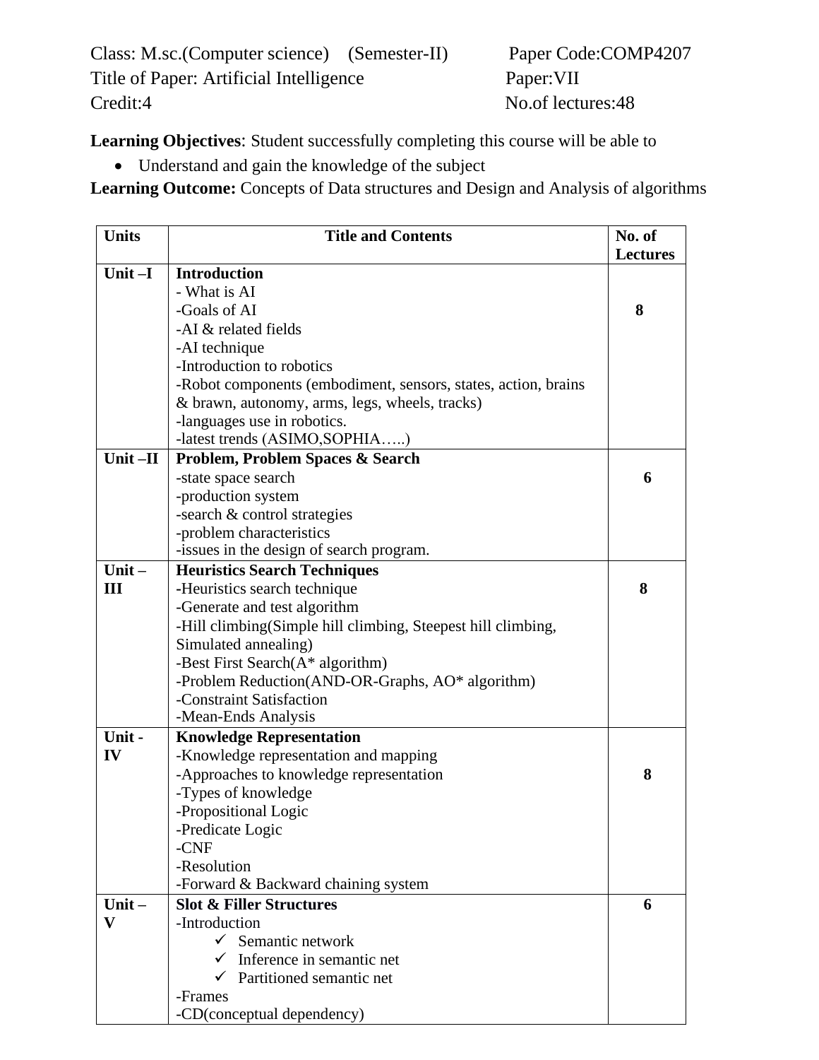Class: M.sc.(Computer science) (Semester-II) Paper Code:COMP4207
Title of Paper: Artificial Intelligence Paper:VII
Credit:4 No.of lectures:48

**Learning Objectives**: Student successfully completing this course will be able to

- Understand and gain the knowledge of the subject

**Learning Outcome:** Concepts of Data structures and Design and Analysis of algorithms

| Units | Title and Contents | No. of Lectures |
|---|---|---|
| **Unit –I** | **Introduction**<br>- What is AI<br>-Goals of AI<br>-AI & related fields<br>-AI technique<br>-Introduction to robotics<br>-Robot components (embodiment, sensors, states, action, brains & brawn, autonomy, arms, legs, wheels, tracks)<br>-languages use in robotics.<br>-latest trends (ASIMO,SOPHIA…..) | **8** |
| **Unit –II** | **Problem, Problem Spaces & Search**<br>-state space search<br>-production system<br>-search & control strategies<br>-problem characteristics<br>-issues in the design of search program. | **6** |
| **Unit –III** | **Heuristics Search Techniques**<br>-Heuristics search technique<br>-Generate and test algorithm<br>-Hill climbing(Simple hill climbing, Steepest hill climbing, Simulated annealing)<br>-Best First Search(A* algorithm)<br>-Problem Reduction(AND-OR-Graphs, AO* algorithm)<br>-Constraint Satisfaction<br>-Mean-Ends Analysis | **8** |
| **Unit -IV** | **Knowledge Representation**<br>-Knowledge representation and mapping<br>-Approaches to knowledge representation<br>-Types of knowledge<br>-Propositional Logic<br>-Predicate Logic<br>-CNF<br>-Resolution<br>-Forward & Backward chaining system | **8** |
| **Unit –V** | **Slot & Filler Structures**<br>-Introduction<br>✓ Semantic network<br>✓ Inference in semantic net<br>✓ Partitioned semantic net<br>-Frames<br>-CD(conceptual dependency) | **6** |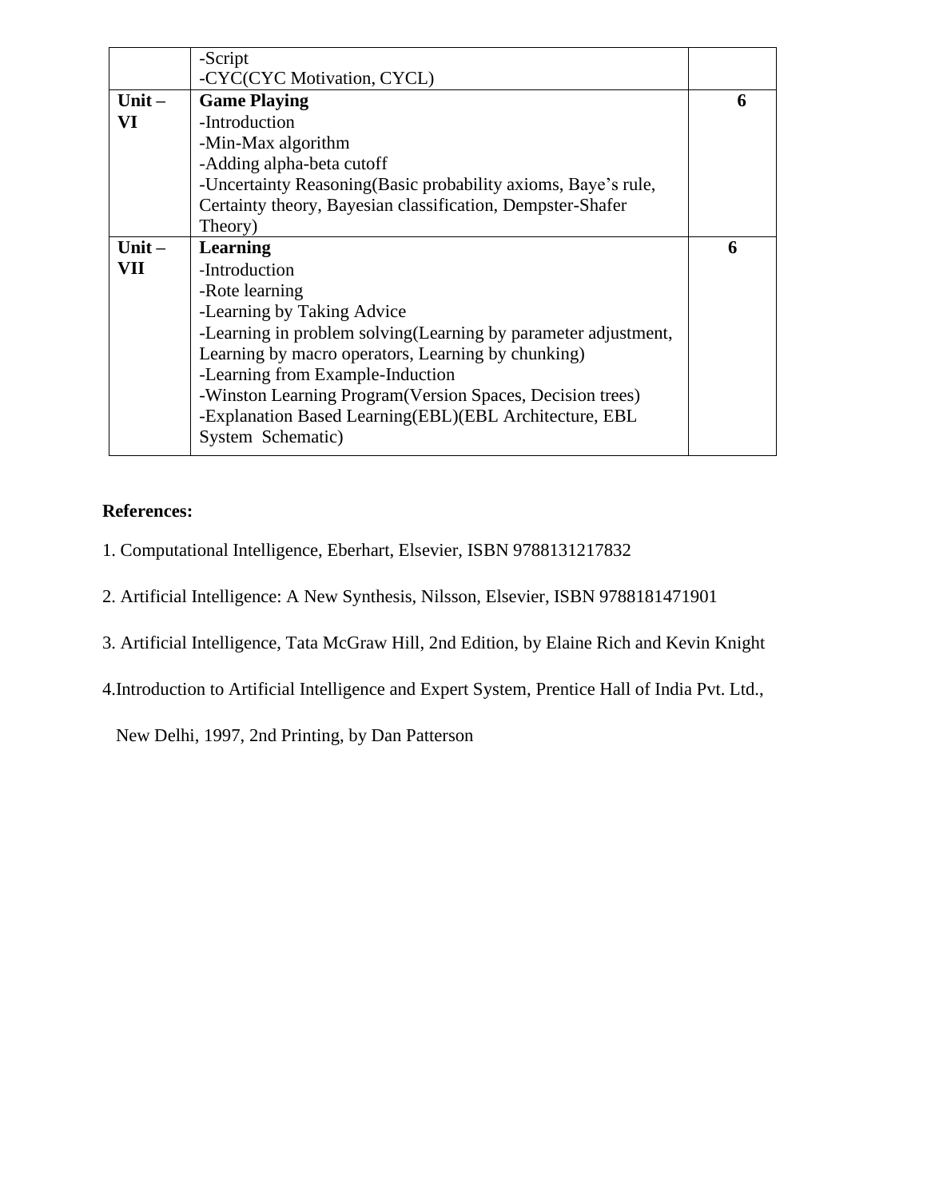| | | |
|---|---|---|
| | -Script<br>-CYC(CYC Motivation, CYCL) | |
| **Unit – VI** | **Game Playing**<br>-Introduction<br>-Min-Max algorithm<br>-Adding alpha-beta cutoff<br>-Uncertainty Reasoning(Basic probability axioms, Baye's rule, Certainty theory, Bayesian classification, Dempster-Shafer Theory) | **6** |
| **Unit – VII** | **Learning**<br>-Introduction<br>-Rote learning<br>-Learning by Taking Advice<br>-Learning in problem solving(Learning by parameter adjustment, Learning by macro operators, Learning by chunking)<br>-Learning from Example-Induction<br>-Winston Learning Program(Version Spaces, Decision trees)<br>-Explanation Based Learning(EBL)(EBL Architecture, EBL System Schematic) | **6** |

**References:**

1. Computational Intelligence, Eberhart, Elsevier, ISBN 9788131217832

2. Artificial Intelligence: A New Synthesis, Nilsson, Elsevier, ISBN 9788181471901

3. Artificial Intelligence, Tata McGraw Hill, 2nd Edition, by Elaine Rich and Kevin Knight

4. Introduction to Artificial Intelligence and Expert System, Prentice Hall of India Pvt. Ltd., New Delhi, 1997, 2nd Printing, by Dan Patterson